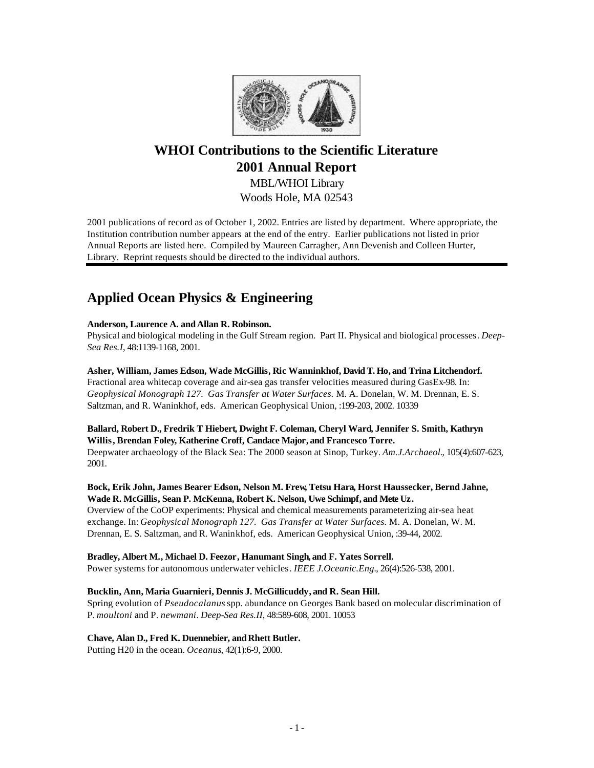# WHOI Contributions to the Scientific Literature
# 2001 Annual Report

MBL/WHOI Library
Woods Hole, MA 02543

2001 publications of record as of October 1, 2002. Entries are listed by department. Where appropriate, the Institution contribution number appears at the end of the entry. Earlier publications not listed in prior Annual Reports are listed here. Compiled by Maureen Carragher, Ann Devenish and Colleen Hurter, Library. Reprint requests should be directed to the individual authors.

## Applied Ocean Physics & Engineering

**Anderson, Laurence A. and Allan R. Robinson.**
Physical and biological modeling in the Gulf Stream region. Part II. Physical and biological processes. *Deep-Sea Res.I*, 48:1139-1168, 2001.

**Asher, William, James Edson, Wade McGillis, Ric Wanninkhof, David T. Ho, and Trina Litchendorf.**
Fractional area whitecap coverage and air-sea gas transfer velocities measured during GasEx-98. In: *Geophysical Monograph 127. Gas Transfer at Water Surfaces.* M. A. Donelan, W. M. Drennan, E. S. Saltzman, and R. Waninkhof, eds. American Geophysical Union, :199-203, 2002. 10339

**Ballard, Robert D., Fredrik T Hiebert, Dwight F. Coleman, Cheryl Ward, Jennifer S. Smith, Kathryn Willis, Brendan Foley, Katherine Croff, Candace Major, and Francesco Torre.**
Deepwater archaeology of the Black Sea: The 2000 season at Sinop, Turkey. *Am.J.Archaeol.*, 105(4):607-623, 2001.

**Bock, Erik John, James Bearer Edson, Nelson M. Frew, Tetsu Hara, Horst Haussecker, Bernd Jahne, Wade R. McGillis, Sean P. McKenna, Robert K. Nelson, Uwe Schimpf, and Mete Uz.**
Overview of the CoOP experiments: Physical and chemical measurements parameterizing air-sea heat exchange. In: *Geophysical Monograph 127. Gas Transfer at Water Surfaces.* M. A. Donelan, W. M. Drennan, E. S. Saltzman, and R. Waninkhof, eds. American Geophysical Union, :39-44, 2002.

**Bradley, Albert M., Michael D. Feezor, Hanumant Singh, and F. Yates Sorrell.**
Power systems for autonomous underwater vehicles. *IEEE J.Oceanic.Eng.*, 26(4):526-538, 2001.

**Bucklin, Ann, Maria Guarnieri, Dennis J. McGillicuddy, and R. Sean Hill.**
Spring evolution of *Pseudocalanus* spp. abundance on Georges Bank based on molecular discrimination of P. *moultoni* and P. *newmani*. *Deep-Sea Res.II*, 48:589-608, 2001. 10053

**Chave, Alan D., Fred K. Duennebier, and Rhett Butler.**
Putting H20 in the ocean. *Oceanus*, 42(1):6-9, 2000.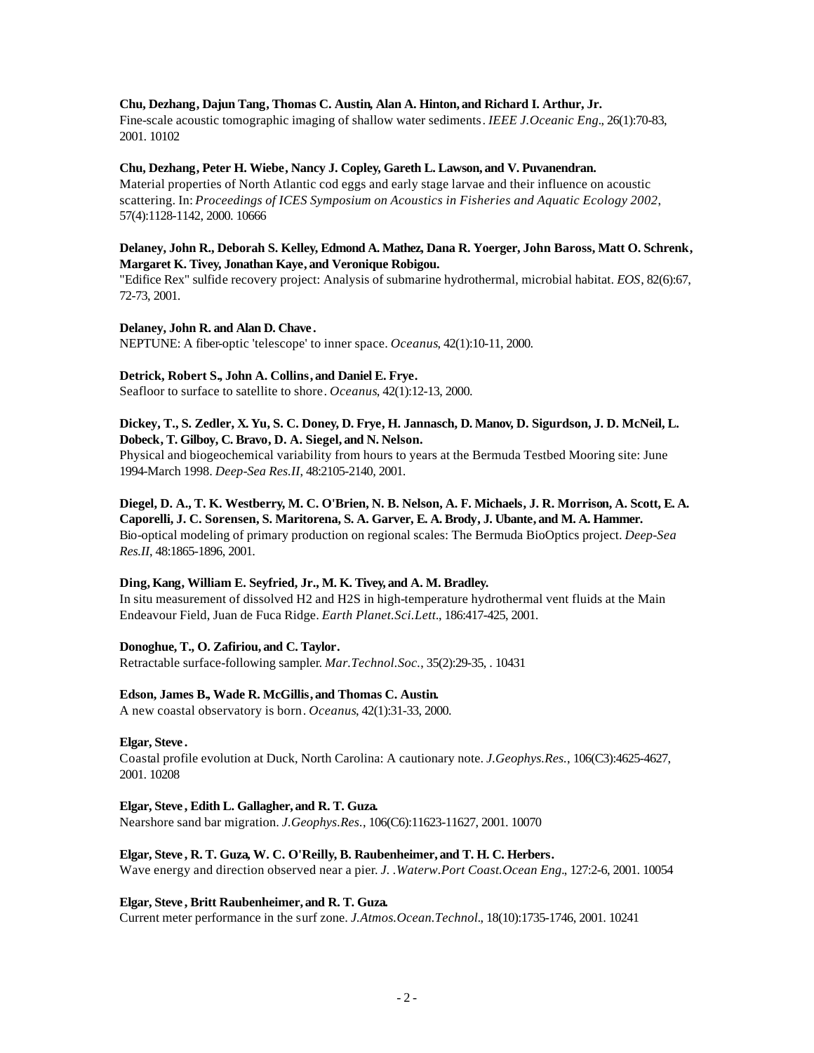**Chu, Dezhang, Dajun Tang, Thomas C. Austin, Alan A. Hinton, and Richard I. Arthur, Jr.**
Fine-scale acoustic tomographic imaging of shallow water sediments. *IEEE J.Oceanic Eng.*, 26(1):70-83, 2001. 10102

**Chu, Dezhang, Peter H. Wiebe, Nancy J. Copley, Gareth L. Lawson, and V. Puvanendran.**
Material properties of North Atlantic cod eggs and early stage larvae and their influence on acoustic scattering. In: *Proceedings of ICES Symposium on Acoustics in Fisheries and Aquatic Ecology 2002*, 57(4):1128-1142, 2000. 10666

**Delaney, John R., Deborah S. Kelley, Edmond A. Mathez, Dana R. Yoerger, John Baross, Matt O. Schrenk, Margaret K. Tivey, Jonathan Kaye, and Veronique Robigou.**
"Edifice Rex" sulfide recovery project: Analysis of submarine hydrothermal, microbial habitat. *EOS*, 82(6):67, 72-73, 2001.

**Delaney, John R. and Alan D. Chave.**
NEPTUNE: A fiber-optic 'telescope' to inner space. *Oceanus*, 42(1):10-11, 2000.

**Detrick, Robert S., John A. Collins, and Daniel E. Frye.**
Seafloor to surface to satellite to shore. *Oceanus*, 42(1):12-13, 2000.

**Dickey, T., S. Zedler, X. Yu, S. C. Doney, D. Frye, H. Jannasch, D. Manov, D. Sigurdson, J. D. McNeil, L. Dobeck, T. Gilboy, C. Bravo, D. A. Siegel, and N. Nelson.**
Physical and biogeochemical variability from hours to years at the Bermuda Testbed Mooring site: June 1994-March 1998. *Deep-Sea Res.II*, 48:2105-2140, 2001.

**Diegel, D. A., T. K. Westberry, M. C. O'Brien, N. B. Nelson, A. F. Michaels, J. R. Morrison, A. Scott, E. A. Caporelli, J. C. Sorensen, S. Maritorena, S. A. Garver, E. A. Brody, J. Ubante, and M. A. Hammer.**
Bio-optical modeling of primary production on regional scales: The Bermuda BioOptics project. *Deep-Sea Res.II*, 48:1865-1896, 2001.

**Ding, Kang, William E. Seyfried, Jr., M. K. Tivey, and A. M. Bradley.**
In situ measurement of dissolved H2 and H2S in high-temperature hydrothermal vent fluids at the Main Endeavour Field, Juan de Fuca Ridge. *Earth Planet.Sci.Lett.*, 186:417-425, 2001.

**Donoghue, T., O. Zafiriou, and C. Taylor.**
Retractable surface-following sampler. *Mar.Technol.Soc.*, 35(2):29-35, . 10431

**Edson, James B., Wade R. McGillis, and Thomas C. Austin.**
A new coastal observatory is born. *Oceanus*, 42(1):31-33, 2000.

**Elgar, Steve.**
Coastal profile evolution at Duck, North Carolina: A cautionary note. *J.Geophys.Res.*, 106(C3):4625-4627, 2001. 10208

**Elgar, Steve, Edith L. Gallagher, and R. T. Guza.**
Nearshore sand bar migration. *J.Geophys.Res.*, 106(C6):11623-11627, 2001. 10070

**Elgar, Steve, R. T. Guza, W. C. O'Reilly, B. Raubenheimer, and T. H. C. Herbers.**
Wave energy and direction observed near a pier. *J. .Waterw.Port Coast.Ocean Eng.*, 127:2-6, 2001. 10054

**Elgar, Steve, Britt Raubenheimer, and R. T. Guza.**
Current meter performance in the surf zone. *J.Atmos.Ocean.Technol.*, 18(10):1735-1746, 2001. 10241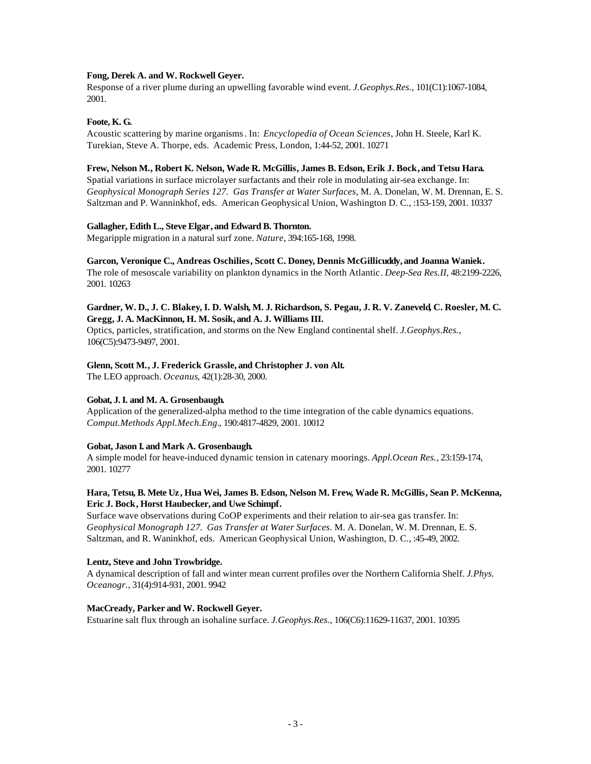**Fong, Derek A. and W. Rockwell Geyer.**
Response of a river plume during an upwelling favorable wind event. *J.Geophys.Res.*, 101(C1):1067-1084, 2001.

**Foote, K. G.**
Acoustic scattering by marine organisms. In: *Encyclopedia of Ocean Sciences*, John H. Steele, Karl K. Turekian, Steve A. Thorpe, eds. Academic Press, London, 1:44-52, 2001. 10271

**Frew, Nelson M., Robert K. Nelson, Wade R. McGillis, James B. Edson, Erik J. Bock, and Tetsu Hara.**
Spatial variations in surface microlayer surfactants and their role in modulating air-sea exchange. In: *Geophysical Monograph Series 127. Gas Transfer at Water Surfaces*, M. A. Donelan, W. M. Drennan, E. S. Saltzman and P. Wanninkhof, eds. American Geophysical Union, Washington D. C., :153-159, 2001. 10337

**Gallagher, Edith L., Steve Elgar, and Edward B. Thornton.**
Megaripple migration in a natural surf zone. *Nature*, 394:165-168, 1998.

**Garcon, Veronique C., Andreas Oschilies, Scott C. Doney, Dennis McGillicuddy, and Joanna Waniek.**
The role of mesoscale variability on plankton dynamics in the North Atlantic. *Deep-Sea Res.II*, 48:2199-2226, 2001. 10263

**Gardner, W. D., J. C. Blakey, I. D. Walsh, M. J. Richardson, S. Pegau, J. R. V. Zaneveld, C. Roesler, M. C. Gregg, J. A. MacKinnon, H. M. Sosik, and A. J. Williams III.**
Optics, particles, stratification, and storms on the New England continental shelf. *J.Geophys.Res.*, 106(C5):9473-9497, 2001.

**Glenn, Scott M., J. Frederick Grassle, and Christopher J. von Alt.**
The LEO approach. *Oceanus*, 42(1):28-30, 2000.

**Gobat, J. I. and M. A. Grosenbaugh.**
Application of the generalized-alpha method to the time integration of the cable dynamics equations. *Comput.Methods Appl.Mech.Eng.*, 190:4817-4829, 2001. 10012

**Gobat, Jason I. and Mark A. Grosenbaugh.**
A simple model for heave-induced dynamic tension in catenary moorings. *Appl.Ocean Res.*, 23:159-174, 2001. 10277

**Hara, Tetsu, B. Mete Uz, Hua Wei, James B. Edson, Nelson M. Frew, Wade R. McGillis, Sean P. McKenna, Eric J. Bock, Horst Haubecker, and Uwe Schimpf.**
Surface wave observations during CoOP experiments and their relation to air-sea gas transfer. In: *Geophysical Monograph 127. Gas Transfer at Water Surfaces*. M. A. Donelan, W. M. Drennan, E. S. Saltzman, and R. Waninkhof, eds. American Geophysical Union, Washington, D. C., :45-49, 2002.

**Lentz, Steve and John Trowbridge.**
A dynamical description of fall and winter mean current profiles over the Northern California Shelf. *J.Phys. Oceanogr.*, 31(4):914-931, 2001. 9942

**MacCready, Parker and W. Rockwell Geyer.**
Estuarine salt flux through an isohaline surface. *J.Geophys.Res.*, 106(C6):11629-11637, 2001. 10395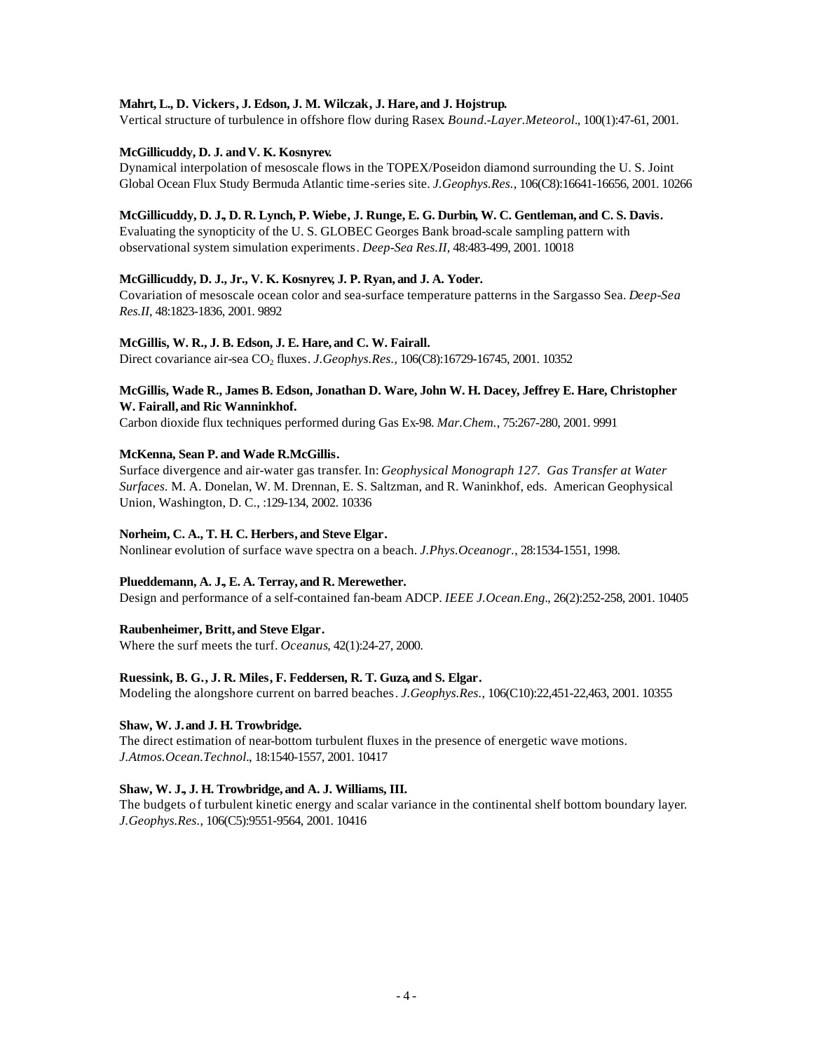**Mahrt, L., D. Vickers, J. Edson, J. M. Wilczak, J. Hare, and J. Hojstrup.**
Vertical structure of turbulence in offshore flow during Rasex. *Bound.-Layer.Meteorol.*, 100(1):47-61, 2001.

**McGillicuddy, D. J. and V. K. Kosnyrev.**
Dynamical interpolation of mesoscale flows in the TOPEX/Poseidon diamond surrounding the U. S. Joint Global Ocean Flux Study Bermuda Atlantic time-series site. *J.Geophys.Res.*, 106(C8):16641-16656, 2001. 10266

**McGillicuddy, D. J., D. R. Lynch, P. Wiebe, J. Runge, E. G. Durbin, W. C. Gentleman, and C. S. Davis.**
Evaluating the synopticity of the U. S. GLOBEC Georges Bank broad-scale sampling pattern with observational system simulation experiments. *Deep-Sea Res.II*, 48:483-499, 2001. 10018

**McGillicuddy, D. J., Jr., V. K. Kosnyrev, J. P. Ryan, and J. A. Yoder.**
Covariation of mesoscale ocean color and sea-surface temperature patterns in the Sargasso Sea. *Deep-Sea Res.II*, 48:1823-1836, 2001. 9892

**McGillis, W. R., J. B. Edson, J. E. Hare, and C. W. Fairall.**
Direct covariance air-sea $CO_2$ fluxes. *J.Geophys.Res.*, 106(C8):16729-16745, 2001. 10352

**McGillis, Wade R., James B. Edson, Jonathan D. Ware, John W. H. Dacey, Jeffrey E. Hare, Christopher W. Fairall, and Ric Wanninkhof.**
Carbon dioxide flux techniques performed during Gas Ex-98. *Mar.Chem.*, 75:267-280, 2001. 9991

**McKenna, Sean P. and Wade R.McGillis.**
Surface divergence and air-water gas transfer. In: *Geophysical Monograph 127. Gas Transfer at Water Surfaces.* M. A. Donelan, W. M. Drennan, E. S. Saltzman, and R. Waninkhof, eds. American Geophysical Union, Washington, D. C., :129-134, 2002. 10336

**Norheim, C. A., T. H. C. Herbers, and Steve Elgar.**
Nonlinear evolution of surface wave spectra on a beach. *J.Phys.Oceanogr.*, 28:1534-1551, 1998.

**Plueddemann, A. J., E. A. Terray, and R. Merewether.**
Design and performance of a self-contained fan-beam ADCP. *IEEE J.Ocean.Eng.*, 26(2):252-258, 2001. 10405

**Raubenheimer, Britt, and Steve Elgar.**
Where the surf meets the turf. *Oceanus*, 42(1):24-27, 2000.

**Ruessink, B. G., J. R. Miles, F. Feddersen, R. T. Guza, and S. Elgar.**
Modeling the alongshore current on barred beaches. *J.Geophys.Res.*, 106(C10):22,451-22,463, 2001. 10355

**Shaw, W. J. and J. H. Trowbridge.**
The direct estimation of near-bottom turbulent fluxes in the presence of energetic wave motions. *J.Atmos.Ocean.Technol.*, 18:1540-1557, 2001. 10417

**Shaw, W. J., J. H. Trowbridge, and A. J. Williams, III.**
The budgets of turbulent kinetic energy and scalar variance in the continental shelf bottom boundary layer. *J.Geophys.Res.*, 106(C5):9551-9564, 2001. 10416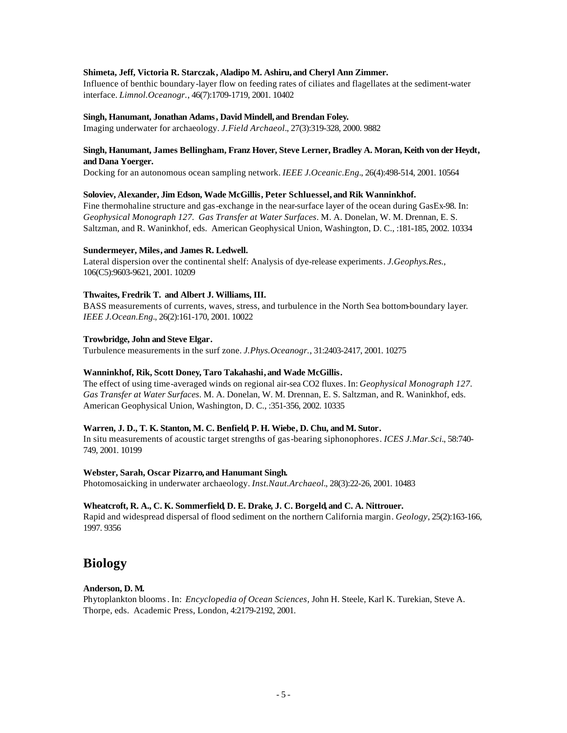**Shimeta, Jeff, Victoria R. Starczak, Aladipo M. Ashiru, and Cheryl Ann Zimmer.**
Influence of benthic boundary-layer flow on feeding rates of ciliates and flagellates at the sediment-water interface. *Limnol.Oceanogr.*, 46(7):1709-1719, 2001. 10402

**Singh, Hanumant, Jonathan Adams, David Mindell, and Brendan Foley.**
Imaging underwater for archaeology. *J.Field Archaeol.*, 27(3):319-328, 2000. 9882

**Singh, Hanumant, James Bellingham, Franz Hover, Steve Lerner, Bradley A. Moran, Keith von der Heydt, and Dana Yoerger.**
Docking for an autonomous ocean sampling network. *IEEE J.Oceanic.Eng.*, 26(4):498-514, 2001. 10564

**Soloviev, Alexander, Jim Edson, Wade McGillis, Peter Schluessel, and Rik Wanninkhof.**
Fine thermohaline structure and gas-exchange in the near-surface layer of the ocean during GasEx-98. In: *Geophysical Monograph 127. Gas Transfer at Water Surfaces*. M. A. Donelan, W. M. Drennan, E. S. Saltzman, and R. Waninkhof, eds. American Geophysical Union, Washington, D. C., :181-185, 2002. 10334

**Sundermeyer, Miles, and James R. Ledwell.**
Lateral dispersion over the continental shelf: Analysis of dye-release experiments. *J.Geophys.Res.*, 106(C5):9603-9621, 2001. 10209

**Thwaites, Fredrik T. and Albert J. Williams, III.**
BASS measurements of currents, waves, stress, and turbulence in the North Sea bottom-boundary layer. *IEEE J.Ocean.Eng.*, 26(2):161-170, 2001. 10022

**Trowbridge, John and Steve Elgar.**
Turbulence measurements in the surf zone. *J.Phys.Oceanogr.*, 31:2403-2417, 2001. 10275

**Wanninkhof, Rik, Scott Doney, Taro Takahashi, and Wade McGillis.**
The effect of using time-averaged winds on regional air-sea CO2 fluxes. In: *Geophysical Monograph 127. Gas Transfer at Water Surfaces*. M. A. Donelan, W. M. Drennan, E. S. Saltzman, and R. Waninkhof, eds. American Geophysical Union, Washington, D. C., :351-356, 2002. 10335

**Warren, J. D., T. K. Stanton, M. C. Benfield, P. H. Wiebe, D. Chu, and M. Sutor.**
In situ measurements of acoustic target strengths of gas-bearing siphonophores. *ICES J.Mar.Sci.*, 58:740-749, 2001. 10199

**Webster, Sarah, Oscar Pizarro, and Hanumant Singh.**
Photomosaicking in underwater archaeology. *Inst.Naut.Archaeol.*, 28(3):22-26, 2001. 10483

**Wheatcroft, R. A., C. K. Sommerfield, D. E. Drake, J. C. Borgeld, and C. A. Nittrouer.**
Rapid and widespread dispersal of flood sediment on the northern California margin. *Geology*, 25(2):163-166, 1997. 9356

## Biology

**Anderson, D. M.**
Phytoplankton blooms. In: *Encyclopedia of Ocean Sciences*, John H. Steele, Karl K. Turekian, Steve A. Thorpe, eds. Academic Press, London, 4:2179-2192, 2001.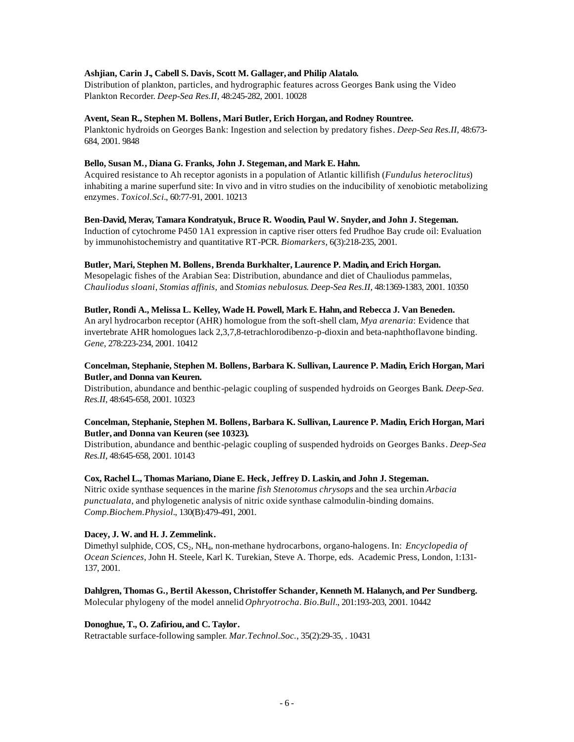**Ashjian, Carin J., Cabell S. Davis, Scott M. Gallager, and Philip Alatalo.**
Distribution of plankton, particles, and hydrographic features across Georges Bank using the Video Plankton Recorder. *Deep-Sea Res.II*, 48:245-282, 2001. 10028

**Avent, Sean R., Stephen M. Bollens, Mari Butler, Erich Horgan, and Rodney Rountree.**
Planktonic hydroids on Georges Bank: Ingestion and selection by predatory fishes. *Deep-Sea Res.II*, 48:673-684, 2001. 9848

**Bello, Susan M., Diana G. Franks, John J. Stegeman, and Mark E. Hahn.**
Acquired resistance to Ah receptor agonists in a population of Atlantic killifish (*Fundulus heteroclitus*) inhabiting a marine superfund site: In vivo and in vitro studies on the inducibility of xenobiotic metabolizing enzymes. *Toxicol.Sci.*, 60:77-91, 2001. 10213

**Ben-David, Merav, Tamara Kondratyuk, Bruce R. Woodin, Paul W. Snyder, and John J. Stegeman.**
Induction of cytochrome P450 1A1 expression in captive riser otters fed Prudhoe Bay crude oil: Evaluation by immunohistochemistry and quantitative RT-PCR. *Biomarkers*, 6(3):218-235, 2001.

**Butler, Mari, Stephen M. Bollens, Brenda Burkhalter, Laurence P. Madin, and Erich Horgan.**
Mesopelagic fishes of the Arabian Sea: Distribution, abundance and diet of Chauliodus pammelas, *Chauliodus sloani*, *Stomias affinis*, and *Stomias nebulosus*. *Deep-Sea Res.II*, 48:1369-1383, 2001. 10350

**Butler, Rondi A., Melissa L. Kelley, Wade H. Powell, Mark E. Hahn, and Rebecca J. Van Beneden.**
An aryl hydrocarbon receptor (AHR) homologue from the soft-shell clam, *Mya arenaria*: Evidence that invertebrate AHR homologues lack 2,3,7,8-tetrachlorodibenzo-p-dioxin and beta-naphthoflavone binding. *Gene*, 278:223-234, 2001. 10412

**Concelman, Stephanie, Stephen M. Bollens, Barbara K. Sullivan, Laurence P. Madin, Erich Horgan, Mari Butler, and Donna van Keuren.**
Distribution, abundance and benthic-pelagic coupling of suspended hydroids on Georges Bank. *Deep-Sea. Res.II*, 48:645-658, 2001. 10323

**Concelman, Stephanie, Stephen M. Bollens, Barbara K. Sullivan, Laurence P. Madin, Erich Horgan, Mari Butler, and Donna van Keuren (see 10323).**
Distribution, abundance and benthic-pelagic coupling of suspended hydroids on Georges Banks. *Deep-Sea Res.II*, 48:645-658, 2001. 10143

**Cox, Rachel L., Thomas Mariano, Diane E. Heck, Jeffrey D. Laskin, and John J. Stegeman.**
Nitric oxide synthase sequences in the marine *fish Stenotomus chrysops* and the sea urchin *Arbacia punctualata*, and phylogenetic analysis of nitric oxide synthase calmodulin-binding domains. *Comp.Biochem.Physiol.*, 130(B):479-491, 2001.

**Dacey, J. W. and H. J. Zemmelink.**
Dimethyl sulphide, COS, $CS_2$, $NH_4$, non-methane hydrocarbons, organo-halogens. In: *Encyclopedia of Ocean Sciences*, John H. Steele, Karl K. Turekian, Steve A. Thorpe, eds. Academic Press, London, 1:131-137, 2001.

**Dahlgren, Thomas G., Bertil Akesson, Christoffer Schander, Kenneth M. Halanych, and Per Sundberg.**
Molecular phylogeny of the model annelid *Ophryotrocha*. *Bio.Bull.*, 201:193-203, 2001. 10442

**Donoghue, T., O. Zafiriou, and C. Taylor.**
Retractable surface-following sampler. *Mar.Technol.Soc.*, 35(2):29-35, . 10431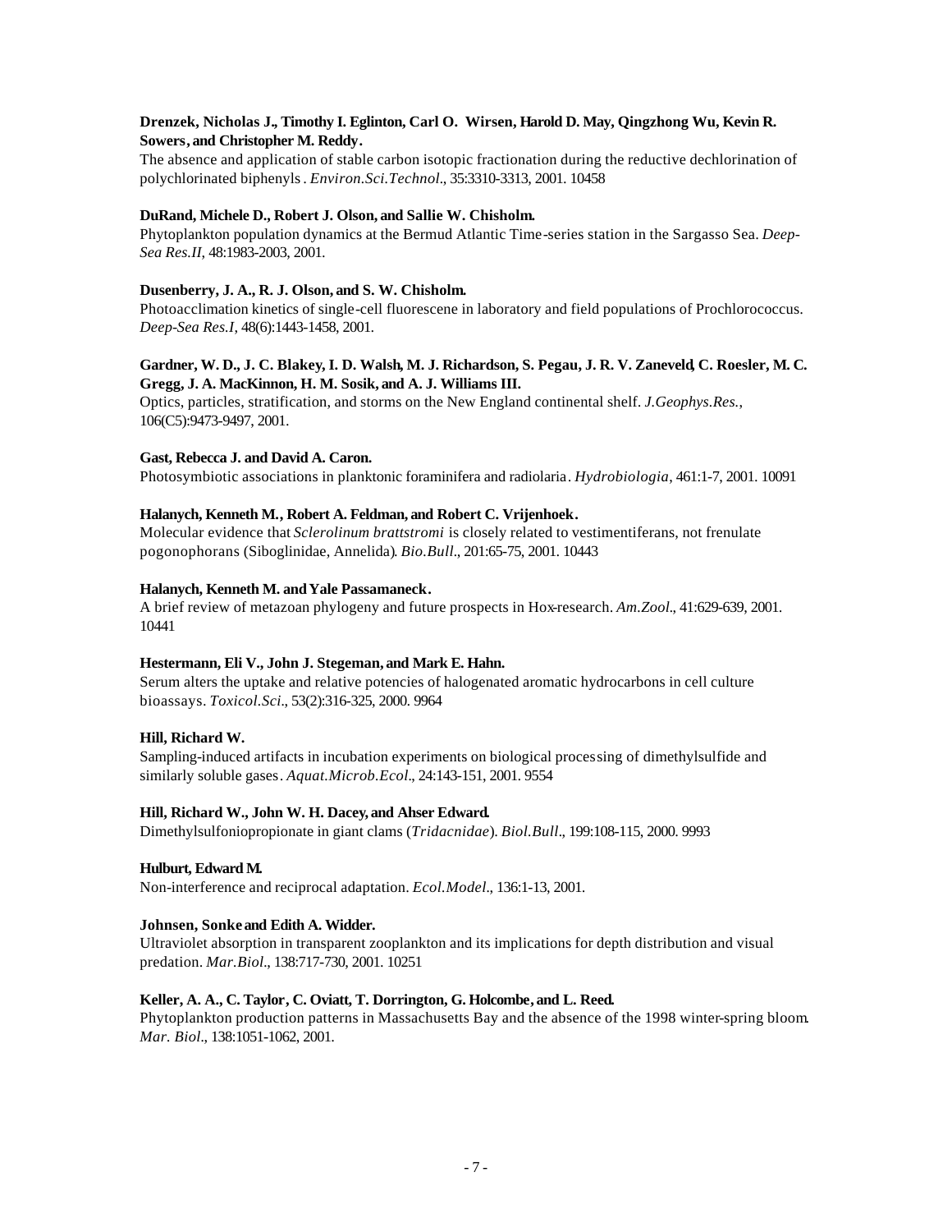**Drenzek, Nicholas J., Timothy I. Eglinton, Carl O. Wirsen, Harold D. May, Qingzhong Wu, Kevin R. Sowers, and Christopher M. Reddy.**
The absence and application of stable carbon isotopic fractionation during the reductive dechlorination of polychlorinated biphenyls. *Environ.Sci.Technol.*, 35:3310-3313, 2001. 10458

**DuRand, Michele D., Robert J. Olson, and Sallie W. Chisholm.**
Phytoplankton population dynamics at the Bermud Atlantic Time-series station in the Sargasso Sea. *Deep-Sea Res.II*, 48:1983-2003, 2001.

**Dusenberry, J. A., R. J. Olson, and S. W. Chisholm.**
Photoacclimation kinetics of single-cell fluorescene in laboratory and field populations of Prochlorococcus. *Deep-Sea Res.I*, 48(6):1443-1458, 2001.

**Gardner, W. D., J. C. Blakey, I. D. Walsh, M. J. Richardson, S. Pegau, J. R. V. Zaneveld, C. Roesler, M. C. Gregg, J. A. MacKinnon, H. M. Sosik, and A. J. Williams III.**
Optics, particles, stratification, and storms on the New England continental shelf. *J.Geophys.Res.*, 106(C5):9473-9497, 2001.

**Gast, Rebecca J. and David A. Caron.**
Photosymbiotic associations in planktonic foraminifera and radiolaria. *Hydrobiologia*, 461:1-7, 2001. 10091

**Halanych, Kenneth M., Robert A. Feldman, and Robert C. Vrijenhoek.**
Molecular evidence that *Sclerolinum brattstromi* is closely related to vestimentiferans, not frenulate pogonophorans (Siboglinidae, Annelida). *Bio.Bull.*, 201:65-75, 2001. 10443

**Halanych, Kenneth M. and Yale Passamaneck.**
A brief review of metazoan phylogeny and future prospects in Hox-research. *Am.Zool.*, 41:629-639, 2001. 10441

**Hestermann, Eli V., John J. Stegeman, and Mark E. Hahn.**
Serum alters the uptake and relative potencies of halogenated aromatic hydrocarbons in cell culture bioassays. *Toxicol.Sci.*, 53(2):316-325, 2000. 9964

**Hill, Richard W.**
Sampling-induced artifacts in incubation experiments on biological processing of dimethylsulfide and similarly soluble gases. *Aquat.Microb.Ecol.*, 24:143-151, 2001. 9554

**Hill, Richard W., John W. H. Dacey, and Ahser Edward.**
Dimethylsulfoniopropionate in giant clams (*Tridacnidae*). *Biol.Bull.*, 199:108-115, 2000. 9993

**Hulburt, Edward M.**
Non-interference and reciprocal adaptation. *Ecol.Model.*, 136:1-13, 2001.

**Johnsen, Sonke and Edith A. Widder.**
Ultraviolet absorption in transparent zooplankton and its implications for depth distribution and visual predation. *Mar.Biol.*, 138:717-730, 2001. 10251

**Keller, A. A., C. Taylor, C. Oviatt, T. Dorrington, G. Holcombe, and L. Reed.**
Phytoplankton production patterns in Massachusetts Bay and the absence of the 1998 winter-spring bloom. *Mar. Biol.*, 138:1051-1062, 2001.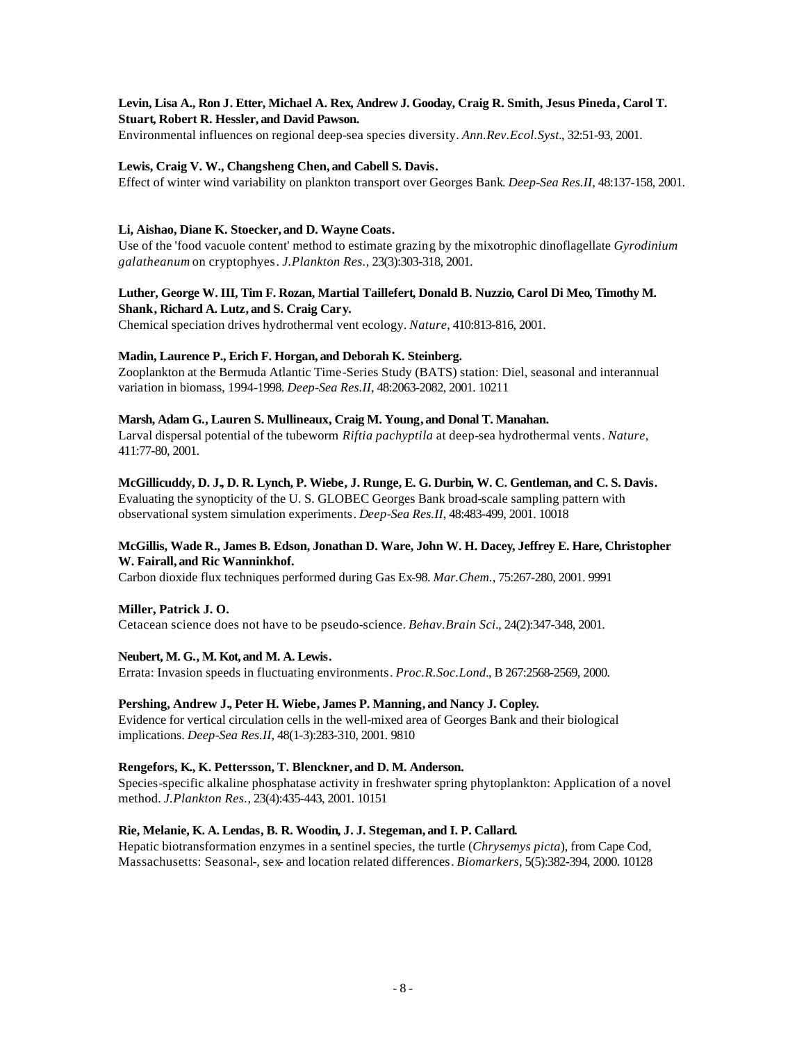**Levin, Lisa A., Ron J. Etter, Michael A. Rex, Andrew J. Gooday, Craig R. Smith, Jesus Pineda, Carol T. Stuart, Robert R. Hessler, and David Pawson.**
Environmental influences on regional deep-sea species diversity. *Ann.Rev.Ecol.Syst.*, 32:51-93, 2001.

**Lewis, Craig V. W., Changsheng Chen, and Cabell S. Davis.**
Effect of winter wind variability on plankton transport over Georges Bank. *Deep-Sea Res.II*, 48:137-158, 2001.

**Li, Aishao, Diane K. Stoecker, and D. Wayne Coats.**
Use of the 'food vacuole content' method to estimate grazing by the mixotrophic dinoflagellate *Gyrodinium galatheanum* on cryptophyes. *J.Plankton Res.*, 23(3):303-318, 2001.

**Luther, George W. III, Tim F. Rozan, Martial Taillefert, Donald B. Nuzzio, Carol Di Meo, Timothy M. Shank, Richard A. Lutz, and S. Craig Cary.**
Chemical speciation drives hydrothermal vent ecology. *Nature*, 410:813-816, 2001.

**Madin, Laurence P., Erich F. Horgan, and Deborah K. Steinberg.**
Zooplankton at the Bermuda Atlantic Time-Series Study (BATS) station: Diel, seasonal and interannual variation in biomass, 1994-1998. *Deep-Sea Res.II*, 48:2063-2082, 2001. 10211

**Marsh, Adam G., Lauren S. Mullineaux, Craig M. Young, and Donal T. Manahan.**
Larval dispersal potential of the tubeworm *Riftia pachyptila* at deep-sea hydrothermal vents. *Nature*, 411:77-80, 2001.

**McGillicuddy, D. J., D. R. Lynch, P. Wiebe, J. Runge, E. G. Durbin, W. C. Gentleman, and C. S. Davis.**
Evaluating the synopticity of the U. S. GLOBEC Georges Bank broad-scale sampling pattern with observational system simulation experiments. *Deep-Sea Res.II*, 48:483-499, 2001. 10018

**McGillis, Wade R., James B. Edson, Jonathan D. Ware, John W. H. Dacey, Jeffrey E. Hare, Christopher W. Fairall, and Ric Wanninkhof.**
Carbon dioxide flux techniques performed during Gas Ex-98. *Mar.Chem.*, 75:267-280, 2001. 9991

**Miller, Patrick J. O.**
Cetacean science does not have to be pseudo-science. *Behav.Brain Sci.*, 24(2):347-348, 2001.

**Neubert, M. G., M. Kot, and M. A. Lewis.**
Errata: Invasion speeds in fluctuating environments. *Proc.R.Soc.Lond.*, B 267:2568-2569, 2000.

**Pershing, Andrew J., Peter H. Wiebe, James P. Manning, and Nancy J. Copley.**
Evidence for vertical circulation cells in the well-mixed area of Georges Bank and their biological implications. *Deep-Sea Res.II*, 48(1-3):283-310, 2001. 9810

**Rengefors, K., K. Pettersson, T. Blenckner, and D. M. Anderson.**
Species-specific alkaline phosphatase activity in freshwater spring phytoplankton: Application of a novel method. *J.Plankton Res.*, 23(4):435-443, 2001. 10151

**Rie, Melanie, K. A. Lendas, B. R. Woodin, J. J. Stegeman, and I. P. Callard.**
Hepatic biotransformation enzymes in a sentinel species, the turtle (*Chrysemys picta*), from Cape Cod, Massachusetts: Seasonal-, sex- and location related differences. *Biomarkers*, 5(5):382-394, 2000. 10128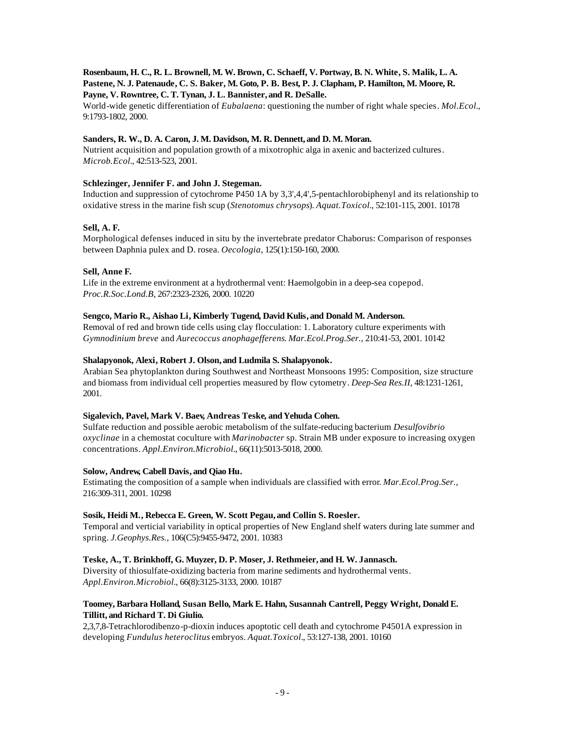**Rosenbaum, H. C., R. L. Brownell, M. W. Brown, C. Schaeff, V. Portway, B. N. White, S. Malik, L. A. Pastene, N. J. Patenaude, C. S. Baker, M. Goto, P. B. Best, P. J. Clapham, P. Hamilton, M. Moore, R. Payne, V. Rowntree, C. T. Tynan, J. L. Bannister, and R. DeSalle.**
World-wide genetic differentiation of *Eubalaena*: questioning the number of right whale species. *Mol.Ecol.*, 9:1793-1802, 2000.

**Sanders, R. W., D. A. Caron, J. M. Davidson, M. R. Dennett, and D. M. Moran.**
Nutrient acquisition and population growth of a mixotrophic alga in axenic and bacterized cultures. *Microb.Ecol.*, 42:513-523, 2001.

**Schlezinger, Jennifer F. and John J. Stegeman.**
Induction and suppression of cytochrome P450 1A by 3,3',4,4',5-pentachlorobiphenyl and its relationship to oxidative stress in the marine fish scup (*Stenotomus chrysops*). *Aquat.Toxicol.*, 52:101-115, 2001. 10178

**Sell, A. F.**
Morphological defenses induced in situ by the invertebrate predator Chaborus: Comparison of responses between Daphnia pulex and D. rosea. *Oecologia*, 125(1):150-160, 2000.

**Sell, Anne F.**
Life in the extreme environment at a hydrothermal vent: Haemolgobin in a deep-sea copepod. *Proc.R.Soc.Lond.B*, 267:2323-2326, 2000. 10220

**Sengco, Mario R., Aishao Li, Kimberly Tugend, David Kulis, and Donald M. Anderson.**
Removal of red and brown tide cells using clay flocculation: 1. Laboratory culture experiments with *Gymnodinium breve* and *Aurecoccus anophagefferens*. *Mar.Ecol.Prog.Ser.*, 210:41-53, 2001. 10142

**Shalapyonok, Alexi, Robert J. Olson, and Ludmila S. Shalapyonok.**
Arabian Sea phytoplankton during Southwest and Northeast Monsoons 1995: Composition, size structure and biomass from individual cell properties measured by flow cytometry. *Deep-Sea Res.II*, 48:1231-1261, 2001.

**Sigalevich, Pavel, Mark V. Baev, Andreas Teske, and Yehuda Cohen.**
Sulfate reduction and possible aerobic metabolism of the sulfate-reducing bacterium *Desulfovibrio oxyclinae* in a chemostat coculture with *Marinobacter* sp. Strain MB under exposure to increasing oxygen concentrations. *Appl.Environ.Microbiol.*, 66(11):5013-5018, 2000.

**Solow, Andrew, Cabell Davis, and Qiao Hu.**
Estimating the composition of a sample when individuals are classified with error. *Mar.Ecol.Prog.Ser.*, 216:309-311, 2001. 10298

**Sosik, Heidi M., Rebecca E. Green, W. Scott Pegau, and Collin S. Roesler.**
Temporal and verticial variability in optical properties of New England shelf waters during late summer and spring. *J.Geophys.Res.*, 106(C5):9455-9472, 2001. 10383

**Teske, A., T. Brinkhoff, G. Muyzer, D. P. Moser, J. Rethmeier, and H. W. Jannasch.**
Diversity of thiosulfate-oxidizing bacteria from marine sediments and hydrothermal vents. *Appl.Environ.Microbiol.*, 66(8):3125-3133, 2000. 10187

**Toomey, Barbara Holland, Susan Bello, Mark E. Hahn, Susannah Cantrell, Peggy Wright, Donald E. Tillitt, and Richard T. Di Giulio.**
2,3,7,8-Tetrachlorodibenzo-p-dioxin induces apoptotic cell death and cytochrome P4501A expression in developing *Fundulus heteroclitus* embryos. *Aquat.Toxicol.*, 53:127-138, 2001. 10160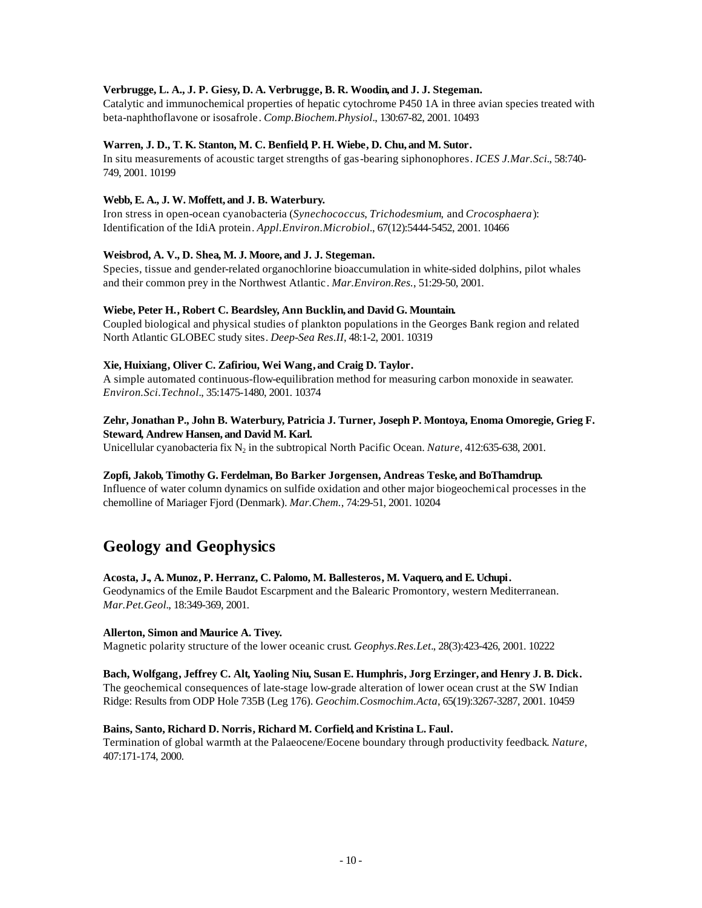**Verbrugge, L. A., J. P. Giesy, D. A. Verbrugge, B. R. Woodin, and J. J. Stegeman.**
Catalytic and immunochemical properties of hepatic cytochrome P450 1A in three avian species treated with beta-naphthoflavone or isosafrole. *Comp.Biochem.Physiol.*, 130:67-82, 2001. 10493

**Warren, J. D., T. K. Stanton, M. C. Benfield, P. H. Wiebe, D. Chu, and M. Sutor.**
In situ measurements of acoustic target strengths of gas-bearing siphonophores. *ICES J.Mar.Sci.*, 58:740-749, 2001. 10199

**Webb, E. A., J. W. Moffett, and J. B. Waterbury.**
Iron stress in open-ocean cyanobacteria (*Synechococcus*, *Trichodesmium*, and *Crocosphaera*): Identification of the IdiA protein. *Appl.Environ.Microbiol.*, 67(12):5444-5452, 2001. 10466

**Weisbrod, A. V., D. Shea, M. J. Moore, and J. J. Stegeman.**
Species, tissue and gender-related organochlorine bioaccumulation in white-sided dolphins, pilot whales and their common prey in the Northwest Atlantic. *Mar.Environ.Res.*, 51:29-50, 2001.

**Wiebe, Peter H., Robert C. Beardsley, Ann Bucklin, and David G. Mountain.**
Coupled biological and physical studies of plankton populations in the Georges Bank region and related North Atlantic GLOBEC study sites. *Deep-Sea Res.II*, 48:1-2, 2001. 10319

**Xie, Huixiang, Oliver C. Zafiriou, Wei Wang, and Craig D. Taylor.**
A simple automated continuous-flow-equilibration method for measuring carbon monoxide in seawater. *Environ.Sci.Technol.*, 35:1475-1480, 2001. 10374

**Zehr, Jonathan P., John B. Waterbury, Patricia J. Turner, Joseph P. Montoya, Enoma Omoregie, Grieg F. Steward, Andrew Hansen, and David M. Karl.**
Unicellular cyanobacteria fix $N_2$ in the subtropical North Pacific Ocean. *Nature*, 412:635-638, 2001.

**Zopfi, Jakob, Timothy G. Ferdelman, Bo Barker Jorgensen, Andreas Teske, and BoThamdrup.**
Influence of water column dynamics on sulfide oxidation and other major biogeochemical processes in the chemolline of Mariager Fjord (Denmark). *Mar.Chem.*, 74:29-51, 2001. 10204

## Geology and Geophysics

**Acosta, J., A. Munoz, P. Herranz, C. Palomo, M. Ballesteros, M. Vaquero, and E. Uchupi.**
Geodynamics of the Emile Baudot Escarpment and the Balearic Promontory, western Mediterranean. *Mar.Pet.Geol.*, 18:349-369, 2001.

**Allerton, Simon and Maurice A. Tivey.**
Magnetic polarity structure of the lower oceanic crust. *Geophys.Res.Let.*, 28(3):423-426, 2001. 10222

**Bach, Wolfgang, Jeffrey C. Alt, Yaoling Niu, Susan E. Humphris, Jorg Erzinger, and Henry J. B. Dick.**
The geochemical consequences of late-stage low-grade alteration of lower ocean crust at the SW Indian Ridge: Results from ODP Hole 735B (Leg 176). *Geochim.Cosmochim.Acta*, 65(19):3267-3287, 2001. 10459

**Bains, Santo, Richard D. Norris, Richard M. Corfield, and Kristina L. Faul.**
Termination of global warmth at the Palaeocene/Eocene boundary through productivity feedback. *Nature*, 407:171-174, 2000.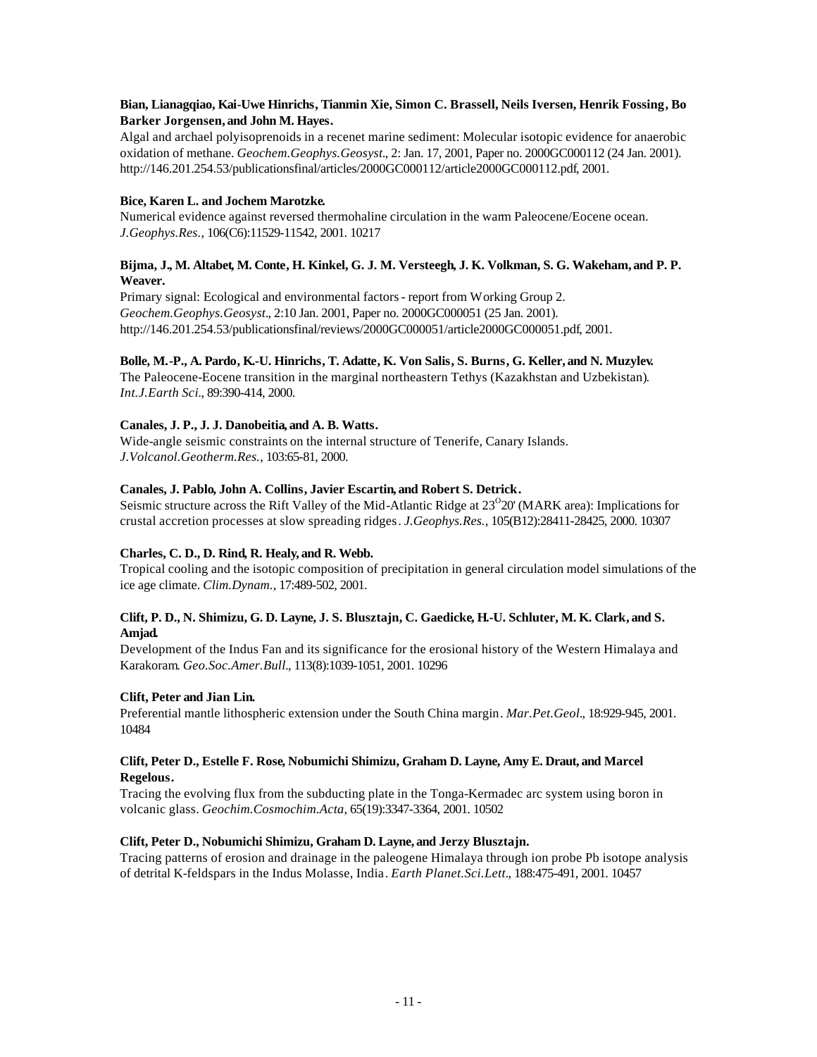**Bian, Lianagqiao, Kai-Uwe Hinrichs, Tianmin Xie, Simon C. Brassell, Neils Iversen, Henrik Fossing, Bo Barker Jorgensen, and John M. Hayes.**
Algal and archael polyisoprenoids in a recenet marine sediment: Molecular isotopic evidence for anaerobic oxidation of methane. *Geochem.Geophys.Geosyst.*, 2: Jan. 17, 2001, Paper no. 2000GC000112 (24 Jan. 2001). http://146.201.254.53/publicationsfinal/articles/2000GC000112/article2000GC000112.pdf, 2001.

**Bice, Karen L. and Jochem Marotzke.**
Numerical evidence against reversed thermohaline circulation in the warm Paleocene/Eocene ocean. *J.Geophys.Res.*, 106(C6):11529-11542, 2001. 10217

**Bijma, J., M. Altabet, M. Conte, H. Kinkel, G. J. M. Versteegh, J. K. Volkman, S. G. Wakeham, and P. P. Weaver.**
Primary signal: Ecological and environmental factors - report from Working Group 2. *Geochem.Geophys.Geosyst.*, 2:10 Jan. 2001, Paper no. 2000GC000051 (25 Jan. 2001). http://146.201.254.53/publicationsfinal/reviews/2000GC000051/article2000GC000051.pdf, 2001.

**Bolle, M.-P., A. Pardo, K.-U. Hinrichs, T. Adatte, K. Von Salis, S. Burns, G. Keller, and N. Muzylev.**
The Paleocene-Eocene transition in the marginal northeastern Tethys (Kazakhstan and Uzbekistan). *Int.J.Earth Sci.*, 89:390-414, 2000.

**Canales, J. P., J. J. Danobeitia, and A. B. Watts.**
Wide-angle seismic constraints on the internal structure of Tenerife, Canary Islands. *J.Volcanol.Geotherm.Res.*, 103:65-81, 2000.

**Canales, J. Pablo, John A. Collins, Javier Escartin, and Robert S. Detrick.**
Seismic structure across the Rift Valley of the Mid-Atlantic Ridge at 23$^{O}$20' (MARK area): Implications for crustal accretion processes at slow spreading ridges. *J.Geophys.Res.*, 105(B12):28411-28425, 2000. 10307

**Charles, C. D., D. Rind, R. Healy, and R. Webb.**
Tropical cooling and the isotopic composition of precipitation in general circulation model simulations of the ice age climate. *Clim.Dynam.*, 17:489-502, 2001.

**Clift, P. D., N. Shimizu, G. D. Layne, J. S. Blusztajn, C. Gaedicke, H.-U. Schluter, M. K. Clark, and S. Amjad.**
Development of the Indus Fan and its significance for the erosional history of the Western Himalaya and Karakoram. *Geo.Soc.Amer.Bull.*, 113(8):1039-1051, 2001. 10296

**Clift, Peter and Jian Lin.**
Preferential mantle lithospheric extension under the South China margin. *Mar.Pet.Geol.*, 18:929-945, 2001. 10484

**Clift, Peter D., Estelle F. Rose, Nobumichi Shimizu, Graham D. Layne, Amy E. Draut, and Marcel Regelous.**
Tracing the evolving flux from the subducting plate in the Tonga-Kermadec arc system using boron in volcanic glass. *Geochim.Cosmochim.Acta*, 65(19):3347-3364, 2001. 10502

**Clift, Peter D., Nobumichi Shimizu, Graham D. Layne, and Jerzy Blusztajn.**
Tracing patterns of erosion and drainage in the paleogene Himalaya through ion probe Pb isotope analysis of detrital K-feldspars in the Indus Molasse, India. *Earth Planet.Sci.Lett.*, 188:475-491, 2001. 10457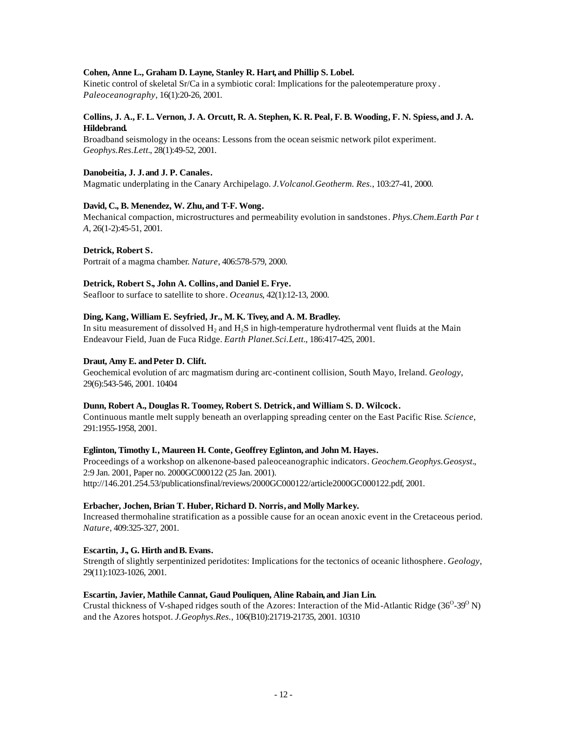**Cohen, Anne L., Graham D. Layne, Stanley R. Hart, and Phillip S. Lobel.**
Kinetic control of skeletal Sr/Ca in a symbiotic coral: Implications for the paleotemperature proxy. *Paleoceanography*, 16(1):20-26, 2001.

**Collins, J. A., F. L. Vernon, J. A. Orcutt, R. A. Stephen, K. R. Peal, F. B. Wooding, F. N. Spiess, and J. A. Hildebrand.**
Broadband seismology in the oceans: Lessons from the ocean seismic network pilot experiment. *Geophys.Res.Lett.*, 28(1):49-52, 2001.

**Danobeitia, J. J. and J. P. Canales.**
Magmatic underplating in the Canary Archipelago. *J.Volcanol.Geotherm. Res.*, 103:27-41, 2000.

**David, C., B. Menendez, W. Zhu, and T-F. Wong.**
Mechanical compaction, microstructures and permeability evolution in sandstones. *Phys.Chem.Earth Par t A*, 26(1-2):45-51, 2001.

**Detrick, Robert S.**
Portrait of a magma chamber. *Nature*, 406:578-579, 2000.

**Detrick, Robert S., John A. Collins, and Daniel E. Frye.**
Seafloor to surface to satellite to shore. *Oceanus*, 42(1):12-13, 2000.

**Ding, Kang, William E. Seyfried, Jr., M. K. Tivey, and A. M. Bradley.**
In situ measurement of dissolved $H_2$ and $H_2S$ in high-temperature hydrothermal vent fluids at the Main Endeavour Field, Juan de Fuca Ridge. *Earth Planet.Sci.Lett.*, 186:417-425, 2001.

**Draut, Amy E. and Peter D. Clift.**
Geochemical evolution of arc magmatism during arc-continent collision, South Mayo, Ireland. *Geology*, 29(6):543-546, 2001. 10404

**Dunn, Robert A., Douglas R. Toomey, Robert S. Detrick, and William S. D. Wilcock.**
Continuous mantle melt supply beneath an overlapping spreading center on the East Pacific Rise. *Science*, 291:1955-1958, 2001.

**Eglinton, Timothy I., Maureen H. Conte, Geoffrey Eglinton, and John M. Hayes.**
Proceedings of a workshop on alkenone-based paleoceanographic indicators. *Geochem.Geophys.Geosyst.*, 2:9 Jan. 2001, Paper no. 2000GC000122 (25 Jan. 2001).
http://146.201.254.53/publicationsfinal/reviews/2000GC000122/article2000GC000122.pdf, 2001.

**Erbacher, Jochen, Brian T. Huber, Richard D. Norris, and Molly Markey.**
Increased thermohaline stratification as a possible cause for an ocean anoxic event in the Cretaceous period. *Nature*, 409:325-327, 2001.

**Escartin, J., G. Hirth and B. Evans.**
Strength of slightly serpentinized peridotites: Implications for the tectonics of oceanic lithosphere. *Geology*, 29(11):1023-1026, 2001.

**Escartin, Javier, Mathile Cannat, Gaud Pouliquen, Aline Rabain, and Jian Lin.**
Crustal thickness of V-shaped ridges south of the Azores: Interaction of the Mid-Atlantic Ridge ($36^{O}$-$39^{O}$ N) and the Azores hotspot. *J.Geophys.Res.*, 106(B10):21719-21735, 2001. 10310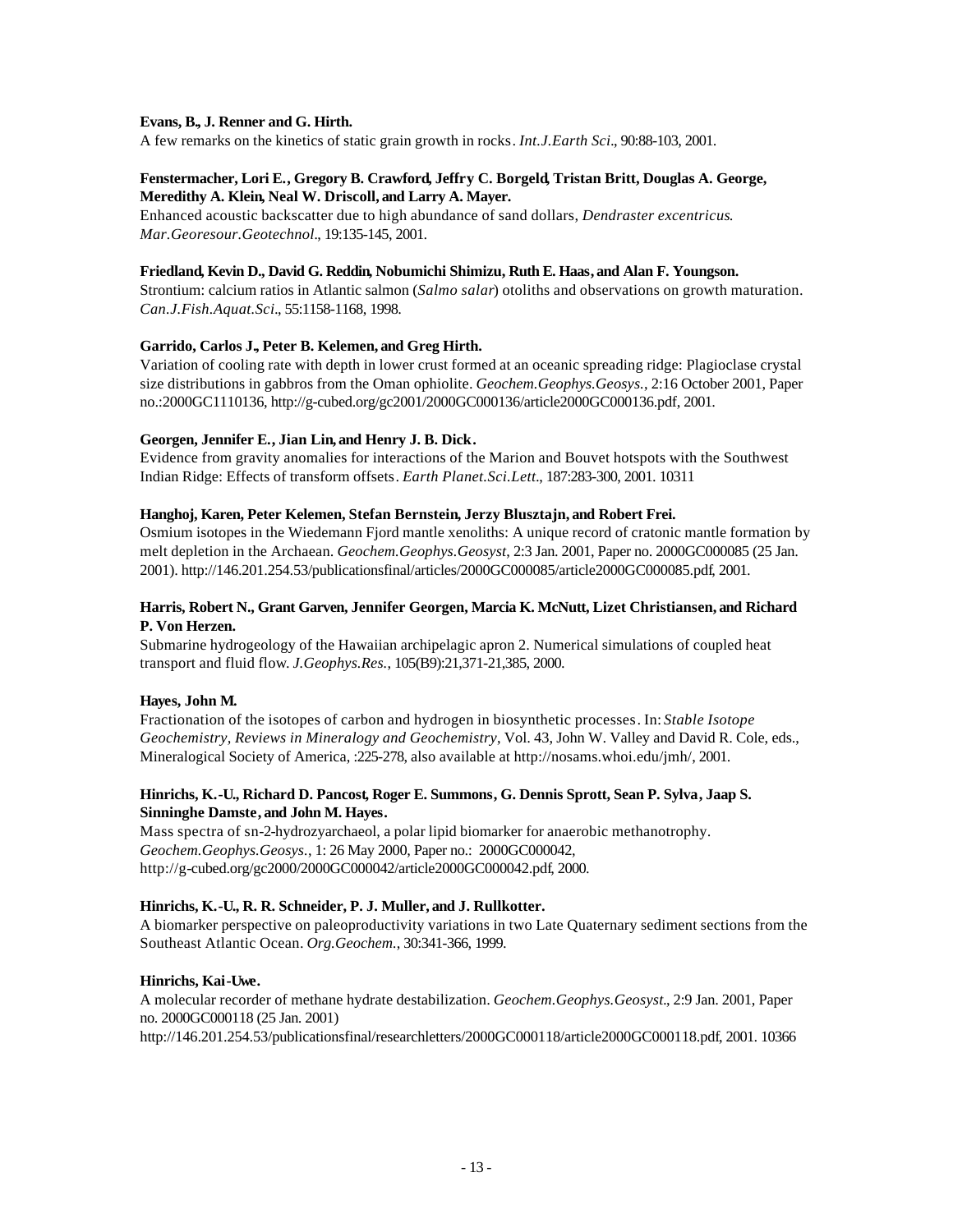**Evans, B., J. Renner and G. Hirth.**
A few remarks on the kinetics of static grain growth in rocks. *Int.J.Earth Sci.*, 90:88-103, 2001.

**Fenstermacher, Lori E., Gregory B. Crawford, Jeffry C. Borgeld, Tristan Britt, Douglas A. George, Meredithy A. Klein, Neal W. Driscoll, and Larry A. Mayer.**
Enhanced acoustic backscatter due to high abundance of sand dollars, *Dendraster excentricus*. *Mar.Georesour.Geotechnol.*, 19:135-145, 2001.

**Friedland, Kevin D., David G. Reddin, Nobumichi Shimizu, Ruth E. Haas, and Alan F. Youngson.**
Strontium: calcium ratios in Atlantic salmon (*Salmo salar*) otoliths and observations on growth maturation. *Can.J.Fish.Aquat.Sci.*, 55:1158-1168, 1998.

**Garrido, Carlos J., Peter B. Kelemen, and Greg Hirth.**
Variation of cooling rate with depth in lower crust formed at an oceanic spreading ridge: Plagioclase crystal size distributions in gabbros from the Oman ophiolite. *Geochem.Geophys.Geosys.*, 2:16 October 2001, Paper no.:2000GC1110136, http://g-cubed.org/gc2001/2000GC000136/article2000GC000136.pdf, 2001.

**Georgen, Jennifer E., Jian Lin, and Henry J. B. Dick.**
Evidence from gravity anomalies for interactions of the Marion and Bouvet hotspots with the Southwest Indian Ridge: Effects of transform offsets. *Earth Planet.Sci.Lett.*, 187:283-300, 2001. 10311

**Hanghoj, Karen, Peter Kelemen, Stefan Bernstein, Jerzy Blusztajn, and Robert Frei.**
Osmium isotopes in the Wiedemann Fjord mantle xenoliths: A unique record of cratonic mantle formation by melt depletion in the Archaean. *Geochem.Geophys.Geosyst*, 2:3 Jan. 2001, Paper no. 2000GC000085 (25 Jan. 2001). http://146.201.254.53/publicationsfinal/articles/2000GC000085/article2000GC000085.pdf, 2001.

**Harris, Robert N., Grant Garven, Jennifer Georgen, Marcia K. McNutt, Lizet Christiansen, and Richard P. Von Herzen.**
Submarine hydrogeology of the Hawaiian archipelagic apron 2. Numerical simulations of coupled heat transport and fluid flow. *J.Geophys.Res.*, 105(B9):21,371-21,385, 2000.

**Hayes, John M.**
Fractionation of the isotopes of carbon and hydrogen in biosynthetic processes. In: *Stable Isotope Geochemistry, Reviews in Mineralogy and Geochemistry*, Vol. 43, John W. Valley and David R. Cole, eds., Mineralogical Society of America, :225-278, also available at http://nosams.whoi.edu/jmh/, 2001.

**Hinrichs, K.-U., Richard D. Pancost, Roger E. Summons, G. Dennis Sprott, Sean P. Sylva, Jaap S. Sinninghe Damste, and John M. Hayes.**
Mass spectra of sn-2-hydrozyarchaeol, a polar lipid biomarker for anaerobic methanotrophy. *Geochem.Geophys.Geosys.*, 1: 26 May 2000, Paper no.: 2000GC000042, http://g-cubed.org/gc2000/2000GC000042/article2000GC000042.pdf, 2000.

**Hinrichs, K.-U., R. R. Schneider, P. J. Muller, and J. Rullkotter.**
A biomarker perspective on paleoproductivity variations in two Late Quaternary sediment sections from the Southeast Atlantic Ocean. *Org.Geochem.*, 30:341-366, 1999.

**Hinrichs, Kai-Uwe.**
A molecular recorder of methane hydrate destabilization. *Geochem.Geophys.Geosyst.*, 2:9 Jan. 2001, Paper no. 2000GC000118 (25 Jan. 2001)
http://146.201.254.53/publicationsfinal/researchletters/2000GC000118/article2000GC000118.pdf, 2001. 10366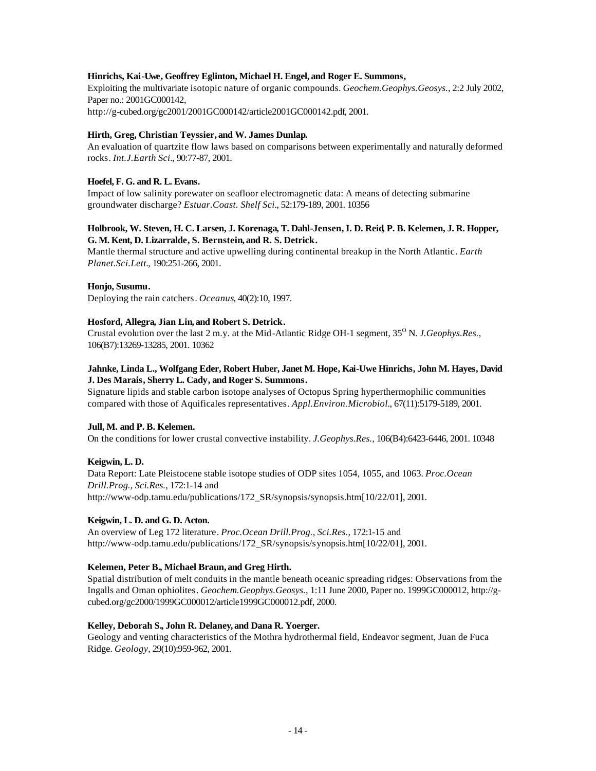**Hinrichs, Kai-Uwe, Geoffrey Eglinton, Michael H. Engel, and Roger E. Summons,**
Exploiting the multivariate isotopic nature of organic compounds. *Geochem.Geophys.Geosys.*, 2:2 July 2002, Paper no.: 2001GC000142, http://g-cubed.org/gc2001/2001GC000142/article2001GC000142.pdf, 2001.

**Hirth, Greg, Christian Teyssier, and W. James Dunlap.**
An evaluation of quartzite flow laws based on comparisons between experimentally and naturally deformed rocks. *Int.J.Earth Sci.*, 90:77-87, 2001.

**Hoefel, F. G. and R. L. Evans.**
Impact of low salinity porewater on seafloor electromagnetic data: A means of detecting submarine groundwater discharge? *Estuar.Coast. Shelf Sci.*, 52:179-189, 2001. 10356

**Holbrook, W. Steven, H. C. Larsen, J. Korenaga, T. Dahl-Jensen, I. D. Reid, P. B. Kelemen, J. R. Hopper, G. M. Kent, D. Lizarralde, S. Bernstein, and R. S. Detrick.**
Mantle thermal structure and active upwelling during continental breakup in the North Atlantic. *Earth Planet.Sci.Lett.*, 190:251-266, 2001.

**Honjo, Susumu.**
Deploying the rain catchers. *Oceanus*, 40(2):10, 1997.

**Hosford, Allegra, Jian Lin, and Robert S. Detrick.**
Crustal evolution over the last 2 m.y. at the Mid-Atlantic Ridge OH-1 segment, 35$^{O}$ N. *J.Geophys.Res.*, 106(B7):13269-13285, 2001. 10362

**Jahnke, Linda L., Wolfgang Eder, Robert Huber, Janet M. Hope, Kai-Uwe Hinrichs, John M. Hayes, David J. Des Marais, Sherry L. Cady, and Roger S. Summons.**
Signature lipids and stable carbon isotope analyses of Octopus Spring hyperthermophilic communities compared with those of Aquificales representatives. *Appl.Environ.Microbiol.*, 67(11):5179-5189, 2001.

**Jull, M. and P. B. Kelemen.**
On the conditions for lower crustal convective instability. *J.Geophys.Res.*, 106(B4):6423-6446, 2001. 10348

**Keigwin, L. D.**
Data Report: Late Pleistocene stable isotope studies of ODP sites 1054, 1055, and 1063. *Proc.Ocean Drill.Prog., Sci.Res.*, 172:1-14 and http://www-odp.tamu.edu/publications/172_SR/synopsis/synopsis.htm[10/22/01], 2001.

**Keigwin, L. D. and G. D. Acton.**
An overview of Leg 172 literature. *Proc.Ocean Drill.Prog., Sci.Res.*, 172:1-15 and http://www-odp.tamu.edu/publications/172_SR/synopsis/synopsis.htm[10/22/01], 2001.

**Kelemen, Peter B., Michael Braun, and Greg Hirth.**
Spatial distribution of melt conduits in the mantle beneath oceanic spreading ridges: Observations from the Ingalls and Oman ophiolites. *Geochem.Geophys.Geosys.*, 1:11 June 2000, Paper no. 1999GC000012, http://g-cubed.org/gc2000/1999GC000012/article1999GC000012.pdf, 2000.

**Kelley, Deborah S., John R. Delaney, and Dana R. Yoerger.**
Geology and venting characteristics of the Mothra hydrothermal field, Endeavor segment, Juan de Fuca Ridge. *Geology*, 29(10):959-962, 2001.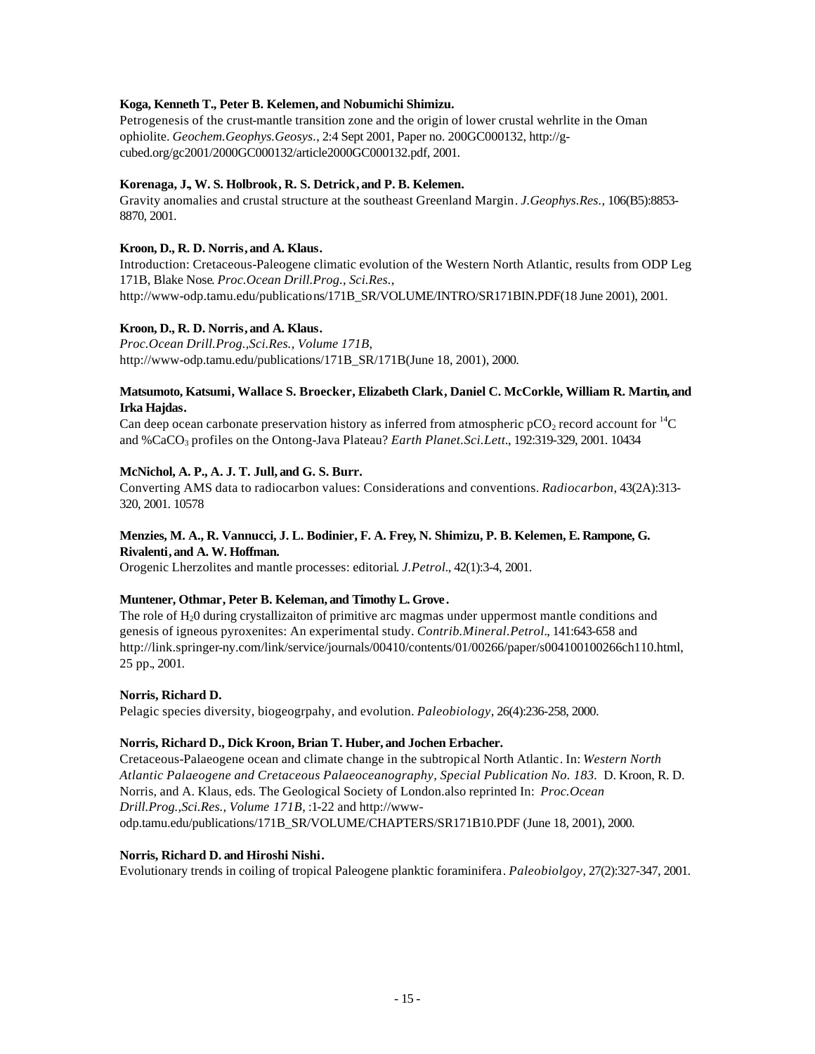**Koga, Kenneth T., Peter B. Kelemen, and Nobumichi Shimizu.**
Petrogenesis of the crust-mantle transition zone and the origin of lower crustal wehrlite in the Oman ophiolite. *Geochem.Geophys.Geosys.*, 2:4 Sept 2001, Paper no. 200GC000132, http://g-cubed.org/gc2001/2000GC000132/article2000GC000132.pdf, 2001.

**Korenaga, J., W. S. Holbrook, R. S. Detrick, and P. B. Kelemen.**
Gravity anomalies and crustal structure at the southeast Greenland Margin. *J.Geophys.Res.*, 106(B5):8853-8870, 2001.

**Kroon, D., R. D. Norris, and A. Klaus.**
Introduction: Cretaceous-Paleogene climatic evolution of the Western North Atlantic, results from ODP Leg 171B, Blake Nose. *Proc.Ocean Drill.Prog., Sci.Res.*, http://www-odp.tamu.edu/publications/171B_SR/VOLUME/INTRO/SR171BIN.PDF(18 June 2001), 2001.

**Kroon, D., R. D. Norris, and A. Klaus.**
*Proc.Ocean Drill.Prog.,Sci.Res., Volume 171B*, http://www-odp.tamu.edu/publications/171B_SR/171B(June 18, 2001), 2000.

**Matsumoto, Katsumi, Wallace S. Broecker, Elizabeth Clark, Daniel C. McCorkle, William R. Martin, and Irka Hajdas.**
Can deep ocean carbonate preservation history as inferred from atmospheric $pCO_2$ record account for $^{14}C$ and $\%CaCO_3$ profiles on the Ontong-Java Plateau? *Earth Planet.Sci.Lett.*, 192:319-329, 2001. 10434

**McNichol, A. P., A. J. T. Jull, and G. S. Burr.**
Converting AMS data to radiocarbon values: Considerations and conventions. *Radiocarbon*, 43(2A):313-320, 2001. 10578

**Menzies, M. A., R. Vannucci, J. L. Bodinier, F. A. Frey, N. Shimizu, P. B. Kelemen, E. Rampone, G. Rivalenti, and A. W. Hoffman.**
Orogenic Lherzolites and mantle processes: editorial. *J.Petrol.*, 42(1):3-4, 2001.

**Muntener, Othmar, Peter B. Keleman, and Timothy L. Grove.**
The role of $H_20$ during crystallizaiton of primitive arc magmas under uppermost mantle conditions and genesis of igneous pyroxenites: An experimental study. *Contrib.Mineral.Petrol.*, 141:643-658 and http://link.springer-ny.com/link/service/journals/00410/contents/01/00266/paper/s004100100266ch110.html, 25 pp., 2001.

**Norris, Richard D.**
Pelagic species diversity, biogeogrpahy, and evolution. *Paleobiology*, 26(4):236-258, 2000.

**Norris, Richard D., Dick Kroon, Brian T. Huber, and Jochen Erbacher.**
Cretaceous-Palaeogene ocean and climate change in the subtropical North Atlantic. In: *Western North Atlantic Palaeogene and Cretaceous Palaeoceanography, Special Publication No. 183.* D. Kroon, R. D. Norris, and A. Klaus, eds. The Geological Society of London.also reprinted In: *Proc.Ocean Drill.Prog.,Sci.Res., Volume 171B*, :1-22 and http://www-odp.tamu.edu/publications/171B_SR/VOLUME/CHAPTERS/SR171B10.PDF (June 18, 2001), 2000.

**Norris, Richard D. and Hiroshi Nishi.**
Evolutionary trends in coiling of tropical Paleogene planktic foraminifera. *Paleobiolgoy*, 27(2):327-347, 2001.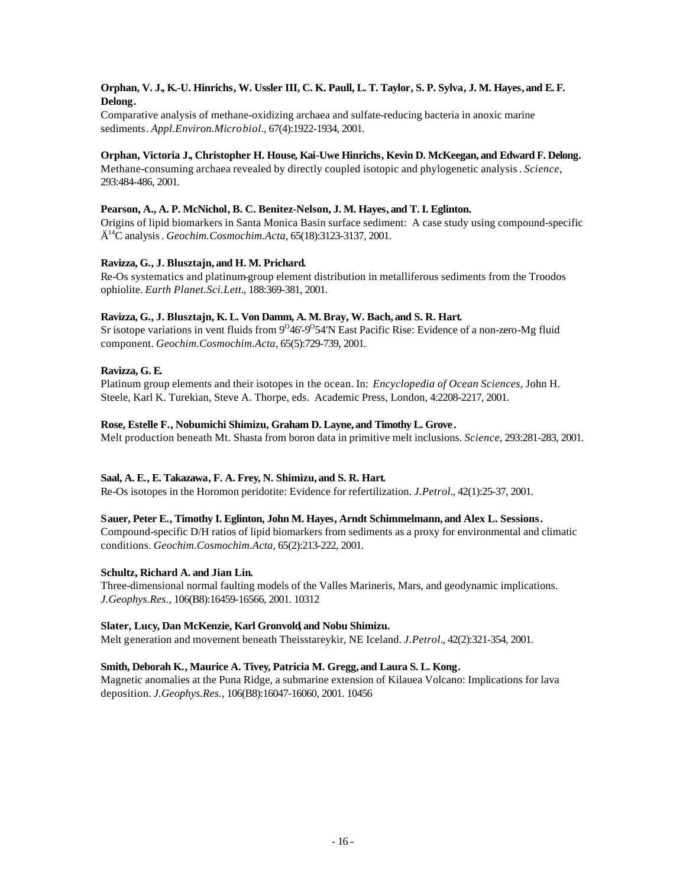**Orphan, V. J., K.-U. Hinrichs, W. Ussler III, C. K. Paull, L. T. Taylor, S. P. Sylva, J. M. Hayes, and E. F. Delong.**
Comparative analysis of methane-oxidizing archaea and sulfate-reducing bacteria in anoxic marine sediments. *Appl.Environ.Microbiol.*, 67(4):1922-1934, 2001.

**Orphan, Victoria J., Christopher H. House, Kai-Uwe Hinrichs, Kevin D. McKeegan, and Edward F. Delong.**
Methane-consuming archaea revealed by directly coupled isotopic and phylogenetic analysis. *Science*, 293:484-486, 2001.

**Pearson, A., A. P. McNichol, B. C. Benitez-Nelson, J. M. Hayes, and T. I. Eglinton.**
Origins of lipid biomarkers in Santa Monica Basin surface sediment: A case study using compound-specific Ä$^{14}$C analysis. *Geochim.Cosmochim.Acta*, 65(18):3123-3137, 2001.

**Ravizza, G., J. Blusztajn, and H. M. Prichard.**
Re-Os systematics and platinum-group element distribution in metalliferous sediments from the Troodos ophiolite. *Earth Planet.Sci.Lett.*, 188:369-381, 2001.

**Ravizza, G., J. Blusztajn, K. L. Von Damm, A. M. Bray, W. Bach, and S. R. Hart.**
Sr isotope variations in vent fluids from 9$^{O}$46'-9$^{O}$54'N East Pacific Rise: Evidence of a non-zero-Mg fluid component. *Geochim.Cosmochim.Acta*, 65(5):729-739, 2001.

**Ravizza, G. E.**
Platinum group elements and their isotopes in the ocean. In: *Encyclopedia of Ocean Sciences*, John H. Steele, Karl K. Turekian, Steve A. Thorpe, eds. Academic Press, London, 4:2208-2217, 2001.

**Rose, Estelle F., Nobumichi Shimizu, Graham D. Layne, and Timothy L. Grove.**
Melt production beneath Mt. Shasta from boron data in primitive melt inclusions. *Science*, 293:281-283, 2001.

**Saal, A. E., E. Takazawa, F. A. Frey, N. Shimizu, and S. R. Hart.**
Re-Os isotopes in the Horomon peridotite: Evidence for refertilization. *J.Petrol.*, 42(1):25-37, 2001.

**Sauer, Peter E., Timothy I. Eglinton, John M. Hayes, Arndt Schimmelmann, and Alex L. Sessions.**
Compound-specific D/H ratios of lipid biomarkers from sediments as a proxy for environmental and climatic conditions. *Geochim.Cosmochim.Acta*, 65(2):213-222, 2001.

**Schultz, Richard A. and Jian Lin.**
Three-dimensional normal faulting models of the Valles Marineris, Mars, and geodynamic implications. *J.Geophys.Res.*, 106(B8):16459-16566, 2001. 10312

**Slater, Lucy, Dan McKenzie, Karl Gronvold, and Nobu Shimizu.**
Melt generation and movement beneath Theisstareykir, NE Iceland. *J.Petrol.*, 42(2):321-354, 2001.

**Smith, Deborah K., Maurice A. Tivey, Patricia M. Gregg, and Laura S. L. Kong.**
Magnetic anomalies at the Puna Ridge, a submarine extension of Kilauea Volcano: Implications for lava deposition. *J.Geophys.Res.*, 106(B8):16047-16060, 2001. 10456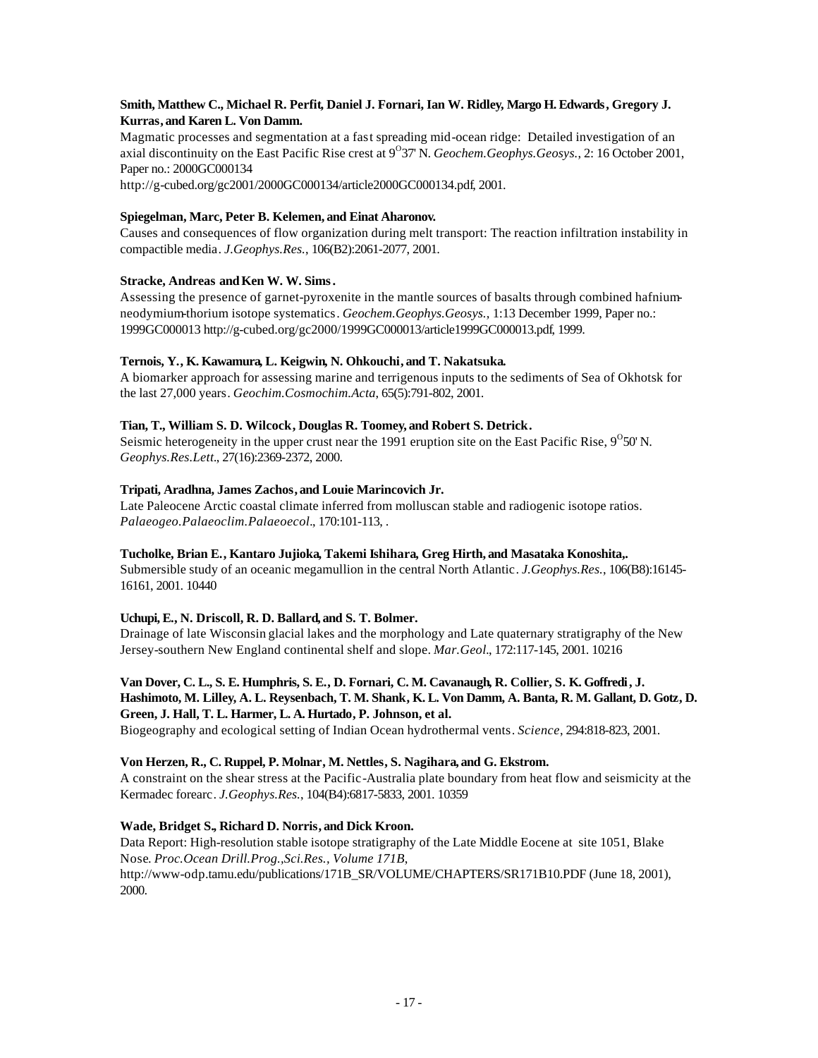**Smith, Matthew C., Michael R. Perfit, Daniel J. Fornari, Ian W. Ridley, Margo H. Edwards, Gregory J. Kurras, and Karen L. Von Damm.**
Magmatic processes and segmentation at a fast spreading mid-ocean ridge: Detailed investigation of an axial discontinuity on the East Pacific Rise crest at 9$^{O}$37' N. *Geochem.Geophys.Geosys.*, 2: 16 October 2001, Paper no.: 2000GC000134
http://g-cubed.org/gc2001/2000GC000134/article2000GC000134.pdf, 2001.

**Spiegelman, Marc, Peter B. Kelemen, and Einat Aharonov.**
Causes and consequences of flow organization during melt transport: The reaction infiltration instability in compactible media. *J.Geophys.Res.*, 106(B2):2061-2077, 2001.

**Stracke, Andreas and Ken W. W. Sims.**
Assessing the presence of garnet-pyroxenite in the mantle sources of basalts through combined hafnium-neodymium-thorium isotope systematics. *Geochem.Geophys.Geosys.*, 1:13 December 1999, Paper no.: 1999GC000013 http://g-cubed.org/gc2000/1999GC000013/article1999GC000013.pdf, 1999.

**Ternois, Y., K. Kawamura, L. Keigwin, N. Ohkouchi, and T. Nakatsuka.**
A biomarker approach for assessing marine and terrigenous inputs to the sediments of Sea of Okhotsk for the last 27,000 years. *Geochim.Cosmochim.Acta*, 65(5):791-802, 2001.

**Tian, T., William S. D. Wilcock, Douglas R. Toomey, and Robert S. Detrick.**
Seismic heterogeneity in the upper crust near the 1991 eruption site on the East Pacific Rise, 9$^{O}$50' N. *Geophys.Res.Lett.*, 27(16):2369-2372, 2000.

**Tripati, Aradhna, James Zachos, and Louie Marincovich Jr.**
Late Paleocene Arctic coastal climate inferred from molluscan stable and radiogenic isotope ratios. *Palaeogeo.Palaeoclim.Palaeoecol.*, 170:101-113, .

**Tucholke, Brian E., Kantaro Jujioka, Takemi Ishihara, Greg Hirth, and Masataka Konoshita,.**
Submersible study of an oceanic megamullion in the central North Atlantic. *J.Geophys.Res.*, 106(B8):16145-16161, 2001. 10440

**Uchupi, E., N. Driscoll, R. D. Ballard, and S. T. Bolmer.**
Drainage of late Wisconsin glacial lakes and the morphology and Late quaternary stratigraphy of the New Jersey-southern New England continental shelf and slope. *Mar.Geol.*, 172:117-145, 2001. 10216

**Van Dover, C. L., S. E. Humphris, S. E., D. Fornari, C. M. Cavanaugh, R. Collier, S. K. Goffredi, J. Hashimoto, M. Lilley, A. L. Reysenbach, T. M. Shank, K. L. Von Damm, A. Banta, R. M. Gallant, D. Gotz, D. Green, J. Hall, T. L. Harmer, L. A. Hurtado, P. Johnson, et al.**
Biogeography and ecological setting of Indian Ocean hydrothermal vents. *Science*, 294:818-823, 2001.

**Von Herzen, R., C. Ruppel, P. Molnar, M. Nettles, S. Nagihara, and G. Ekstrom.**
A constraint on the shear stress at the Pacific-Australia plate boundary from heat flow and seismicity at the Kermadec forearc. *J.Geophys.Res.*, 104(B4):6817-5833, 2001. 10359

**Wade, Bridget S., Richard D. Norris, and Dick Kroon.**
Data Report: High-resolution stable isotope stratigraphy of the Late Middle Eocene at site 1051, Blake Nose. *Proc.Ocean Drill.Prog.,Sci.Res., Volume 171B*,
http://www-odp.tamu.edu/publications/171B_SR/VOLUME/CHAPTERS/SR171B10.PDF (June 18, 2001), 2000.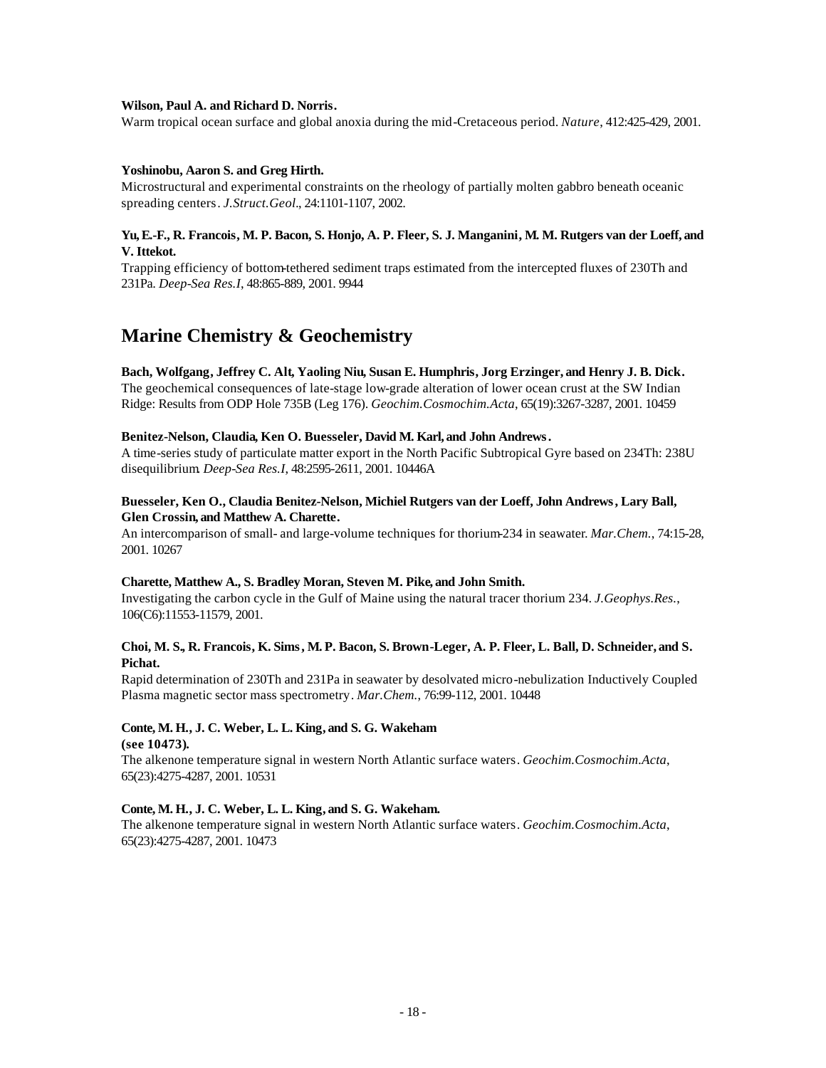**Wilson, Paul A. and Richard D. Norris.**
Warm tropical ocean surface and global anoxia during the mid-Cretaceous period. *Nature*, 412:425-429, 2001.

**Yoshinobu, Aaron S. and Greg Hirth.**
Microstructural and experimental constraints on the rheology of partially molten gabbro beneath oceanic spreading centers. *J.Struct.Geol.*, 24:1101-1107, 2002.

**Yu, E.-F., R. Francois, M. P. Bacon, S. Honjo, A. P. Fleer, S. J. Manganini, M. M. Rutgers van der Loeff, and V. Ittekot.**
Trapping efficiency of bottom-tethered sediment traps estimated from the intercepted fluxes of 230Th and 231Pa. *Deep-Sea Res.I*, 48:865-889, 2001. 9944

## Marine Chemistry & Geochemistry

**Bach, Wolfgang, Jeffrey C. Alt, Yaoling Niu, Susan E. Humphris, Jorg Erzinger, and Henry J. B. Dick.**
The geochemical consequences of late-stage low-grade alteration of lower ocean crust at the SW Indian Ridge: Results from ODP Hole 735B (Leg 176). *Geochim.Cosmochim.Acta*, 65(19):3267-3287, 2001. 10459

**Benitez-Nelson, Claudia, Ken O. Buesseler, David M. Karl, and John Andrews.**
A time-series study of particulate matter export in the North Pacific Subtropical Gyre based on 234Th: 238U disequilibrium. *Deep-Sea Res.I*, 48:2595-2611, 2001. 10446A

**Buesseler, Ken O., Claudia Benitez-Nelson, Michiel Rutgers van der Loeff, John Andrews, Lary Ball, Glen Crossin, and Matthew A. Charette.**
An intercomparison of small- and large-volume techniques for thorium-234 in seawater. *Mar.Chem.*, 74:15-28, 2001. 10267

**Charette, Matthew A., S. Bradley Moran, Steven M. Pike, and John Smith.**
Investigating the carbon cycle in the Gulf of Maine using the natural tracer thorium 234. *J.Geophys.Res.*, 106(C6):11553-11579, 2001.

**Choi, M. S., R. Francois, K. Sims, M. P. Bacon, S. Brown-Leger, A. P. Fleer, L. Ball, D. Schneider, and S. Pichat.**
Rapid determination of 230Th and 231Pa in seawater by desolvated micro-nebulization Inductively Coupled Plasma magnetic sector mass spectrometry. *Mar.Chem.*, 76:99-112, 2001. 10448

**Conte, M. H., J. C. Weber, L. L. King, and S. G. Wakeham**
**(see 10473).**
The alkenone temperature signal in western North Atlantic surface waters. *Geochim.Cosmochim.Acta*, 65(23):4275-4287, 2001. 10531

**Conte, M. H., J. C. Weber, L. L. King, and S. G. Wakeham.**
The alkenone temperature signal in western North Atlantic surface waters. *Geochim.Cosmochim.Acta*, 65(23):4275-4287, 2001. 10473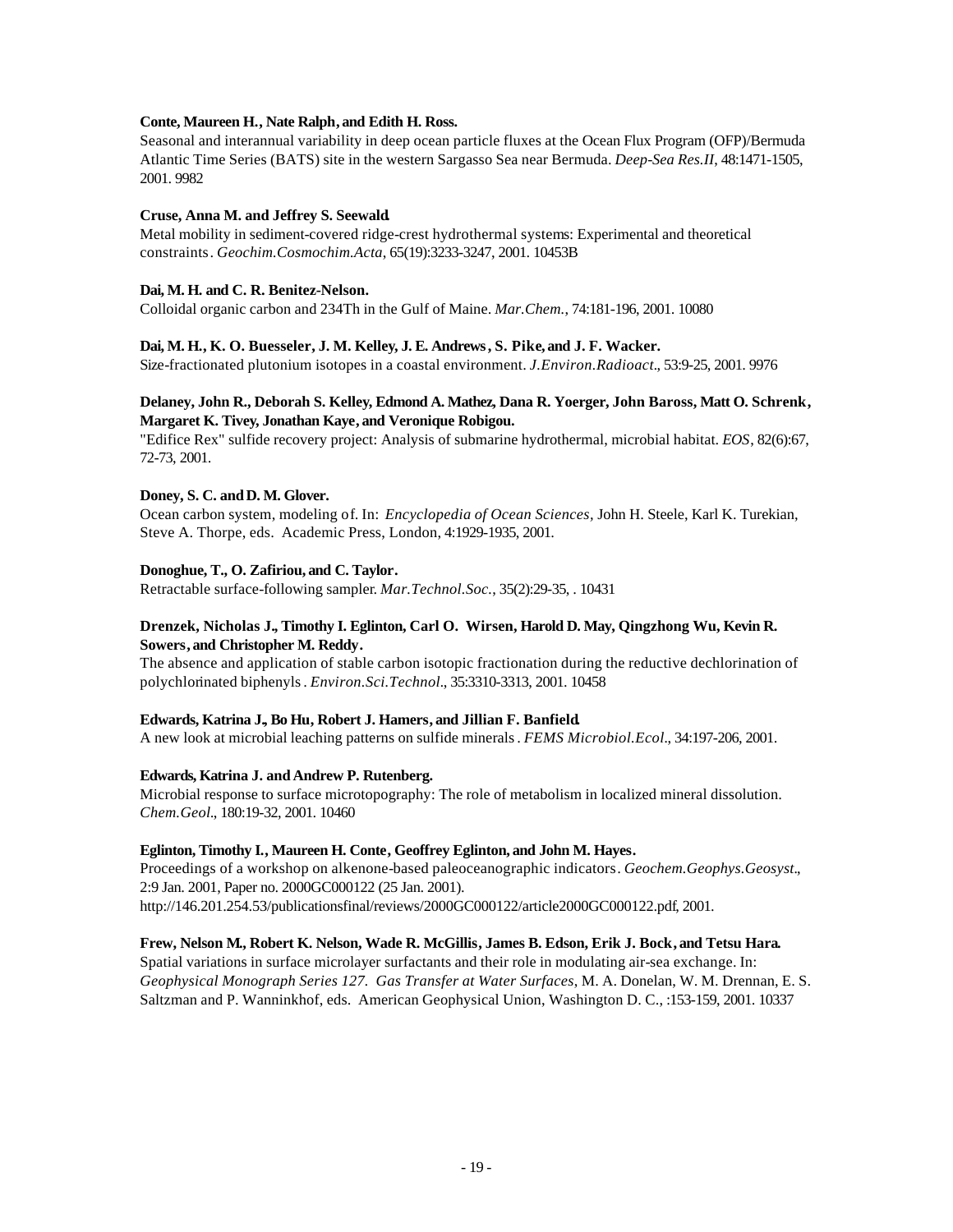**Conte, Maureen H., Nate Ralph, and Edith H. Ross.**
Seasonal and interannual variability in deep ocean particle fluxes at the Ocean Flux Program (OFP)/Bermuda Atlantic Time Series (BATS) site in the western Sargasso Sea near Bermuda. *Deep-Sea Res.II*, 48:1471-1505, 2001. 9982

**Cruse, Anna M. and Jeffrey S. Seewald.**
Metal mobility in sediment-covered ridge-crest hydrothermal systems: Experimental and theoretical constraints. *Geochim.Cosmochim.Acta*, 65(19):3233-3247, 2001. 10453B

**Dai, M. H. and C. R. Benitez-Nelson.**
Colloidal organic carbon and 234Th in the Gulf of Maine. *Mar.Chem.*, 74:181-196, 2001. 10080

**Dai, M. H., K. O. Buesseler, J. M. Kelley, J. E. Andrews, S. Pike, and J. F. Wacker.**
Size-fractionated plutonium isotopes in a coastal environment. *J.Environ.Radioact.*, 53:9-25, 2001. 9976

**Delaney, John R., Deborah S. Kelley, Edmond A. Mathez, Dana R. Yoerger, John Baross, Matt O. Schrenk, Margaret K. Tivey, Jonathan Kaye, and Veronique Robigou.**
"Edifice Rex" sulfide recovery project: Analysis of submarine hydrothermal, microbial habitat. *EOS*, 82(6):67, 72-73, 2001.

**Doney, S. C. and D. M. Glover.**
Ocean carbon system, modeling of. In: *Encyclopedia of Ocean Sciences,* John H. Steele, Karl K. Turekian, Steve A. Thorpe, eds. Academic Press, London, 4:1929-1935, 2001.

**Donoghue, T., O. Zafiriou, and C. Taylor.**
Retractable surface-following sampler. *Mar.Technol.Soc.*, 35(2):29-35, . 10431

**Drenzek, Nicholas J., Timothy I. Eglinton, Carl O. Wirsen, Harold D. May, Qingzhong Wu, Kevin R. Sowers, and Christopher M. Reddy.**
The absence and application of stable carbon isotopic fractionation during the reductive dechlorination of polychlorinated biphenyls. *Environ.Sci.Technol.*, 35:3310-3313, 2001. 10458

**Edwards, Katrina J., Bo Hu, Robert J. Hamers, and Jillian F. Banfield.**
A new look at microbial leaching patterns on sulfide minerals. *FEMS Microbiol.Ecol.*, 34:197-206, 2001.

**Edwards, Katrina J. and Andrew P. Rutenberg.**
Microbial response to surface microtopography: The role of metabolism in localized mineral dissolution. *Chem.Geol.*, 180:19-32, 2001. 10460

**Eglinton, Timothy I., Maureen H. Conte, Geoffrey Eglinton, and John M. Hayes.**
Proceedings of a workshop on alkenone-based paleoceanographic indicators. *Geochem.Geophys.Geosyst.*, 2:9 Jan. 2001, Paper no. 2000GC000122 (25 Jan. 2001).
http://146.201.254.53/publicationsfinal/reviews/2000GC000122/article2000GC000122.pdf, 2001.

**Frew, Nelson M., Robert K. Nelson, Wade R. McGillis, James B. Edson, Erik J. Bock, and Tetsu Hara.**
Spatial variations in surface microlayer surfactants and their role in modulating air-sea exchange. In: *Geophysical Monograph Series 127. Gas Transfer at Water Surfaces*, M. A. Donelan, W. M. Drennan, E. S. Saltzman and P. Wanninkhof, eds. American Geophysical Union, Washington D. C., :153-159, 2001. 10337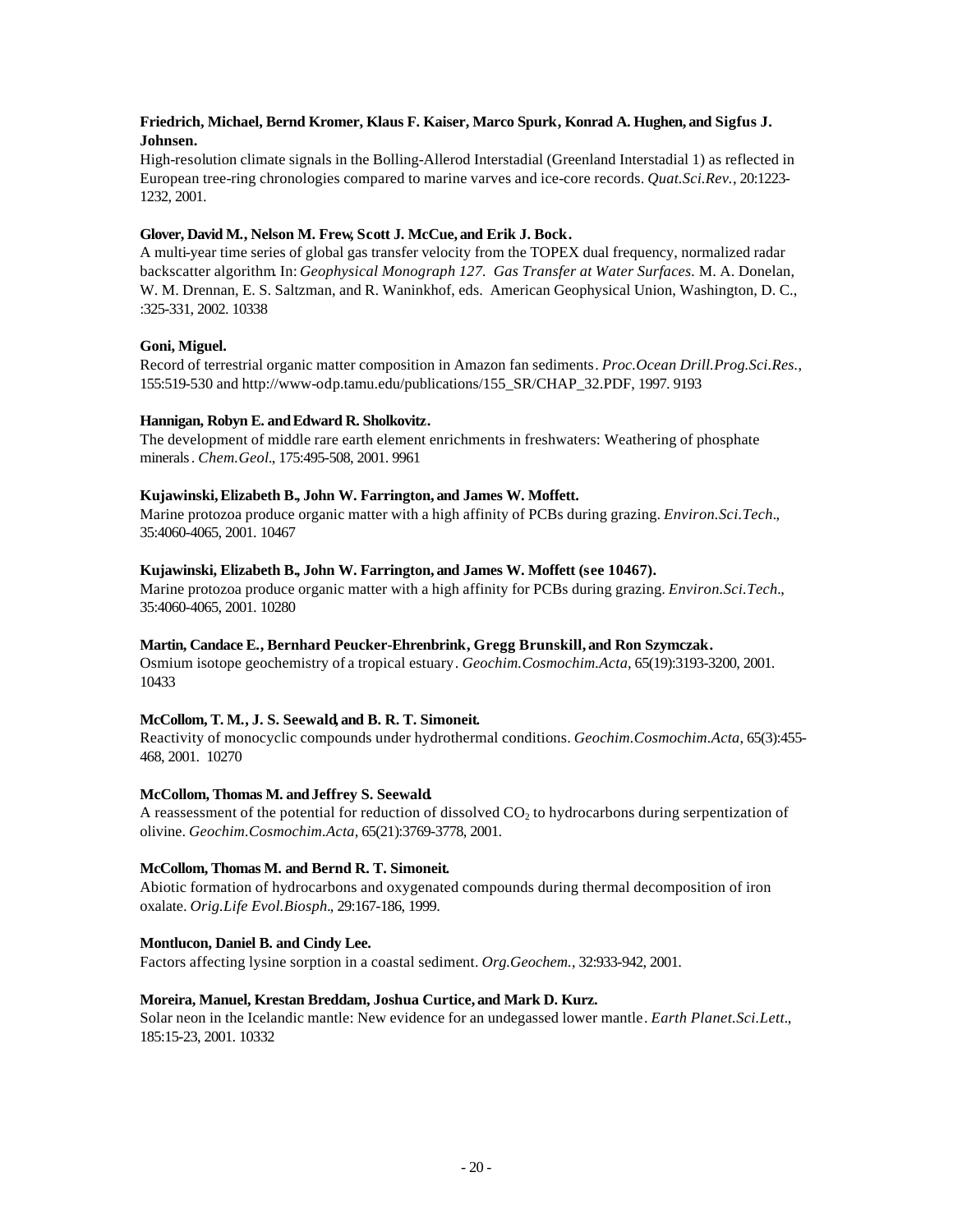**Friedrich, Michael, Bernd Kromer, Klaus F. Kaiser, Marco Spurk, Konrad A. Hughen, and Sigfus J. Johnsen.**
High-resolution climate signals in the Bolling-Allerod Interstadial (Greenland Interstadial 1) as reflected in European tree-ring chronologies compared to marine varves and ice-core records. *Quat.Sci.Rev.*, 20:1223-1232, 2001.

**Glover, David M., Nelson M. Frew, Scott J. McCue, and Erik J. Bock.**
A multi-year time series of global gas transfer velocity from the TOPEX dual frequency, normalized radar backscatter algorithm. In: *Geophysical Monograph 127. Gas Transfer at Water Surfaces.* M. A. Donelan, W. M. Drennan, E. S. Saltzman, and R. Waninkhof, eds. American Geophysical Union, Washington, D. C., :325-331, 2002. 10338

**Goni, Miguel.**
Record of terrestrial organic matter composition in Amazon fan sediments. *Proc.Ocean Drill.Prog.Sci.Res.*, 155:519-530 and http://www-odp.tamu.edu/publications/155_SR/CHAP_32.PDF, 1997. 9193

**Hannigan, Robyn E. and Edward R. Sholkovitz.**
The development of middle rare earth element enrichments in freshwaters: Weathering of phosphate minerals. *Chem.Geol.*, 175:495-508, 2001. 9961

**Kujawinski, Elizabeth B., John W. Farrington, and James W. Moffett.**
Marine protozoa produce organic matter with a high affinity of PCBs during grazing. *Environ.Sci.Tech.*, 35:4060-4065, 2001. 10467

**Kujawinski, Elizabeth B., John W. Farrington, and James W. Moffett (see 10467).**
Marine protozoa produce organic matter with a high affinity for PCBs during grazing. *Environ.Sci.Tech.*, 35:4060-4065, 2001. 10280

**Martin, Candace E., Bernhard Peucker-Ehrenbrink, Gregg Brunskill, and Ron Szymczak.**
Osmium isotope geochemistry of a tropical estuary. *Geochim.Cosmochim.Acta*, 65(19):3193-3200, 2001. 10433

**McCollom, T. M., J. S. Seewald, and B. R. T. Simoneit.**
Reactivity of monocyclic compounds under hydrothermal conditions. *Geochim.Cosmochim.Acta*, 65(3):455-468, 2001. 10270

**McCollom, Thomas M. and Jeffrey S. Seewald.**
A reassessment of the potential for reduction of dissolved $CO_2$ to hydrocarbons during serpentization of olivine. *Geochim.Cosmochim.Acta*, 65(21):3769-3778, 2001.

**McCollom, Thomas M. and Bernd R. T. Simoneit.**
Abiotic formation of hydrocarbons and oxygenated compounds during thermal decomposition of iron oxalate. *Orig.Life Evol.Biosph.*, 29:167-186, 1999.

**Montlucon, Daniel B. and Cindy Lee.**
Factors affecting lysine sorption in a coastal sediment. *Org.Geochem.*, 32:933-942, 2001.

**Moreira, Manuel, Krestan Breddam, Joshua Curtice, and Mark D. Kurz.**
Solar neon in the Icelandic mantle: New evidence for an undegassed lower mantle. *Earth Planet.Sci.Lett.*, 185:15-23, 2001. 10332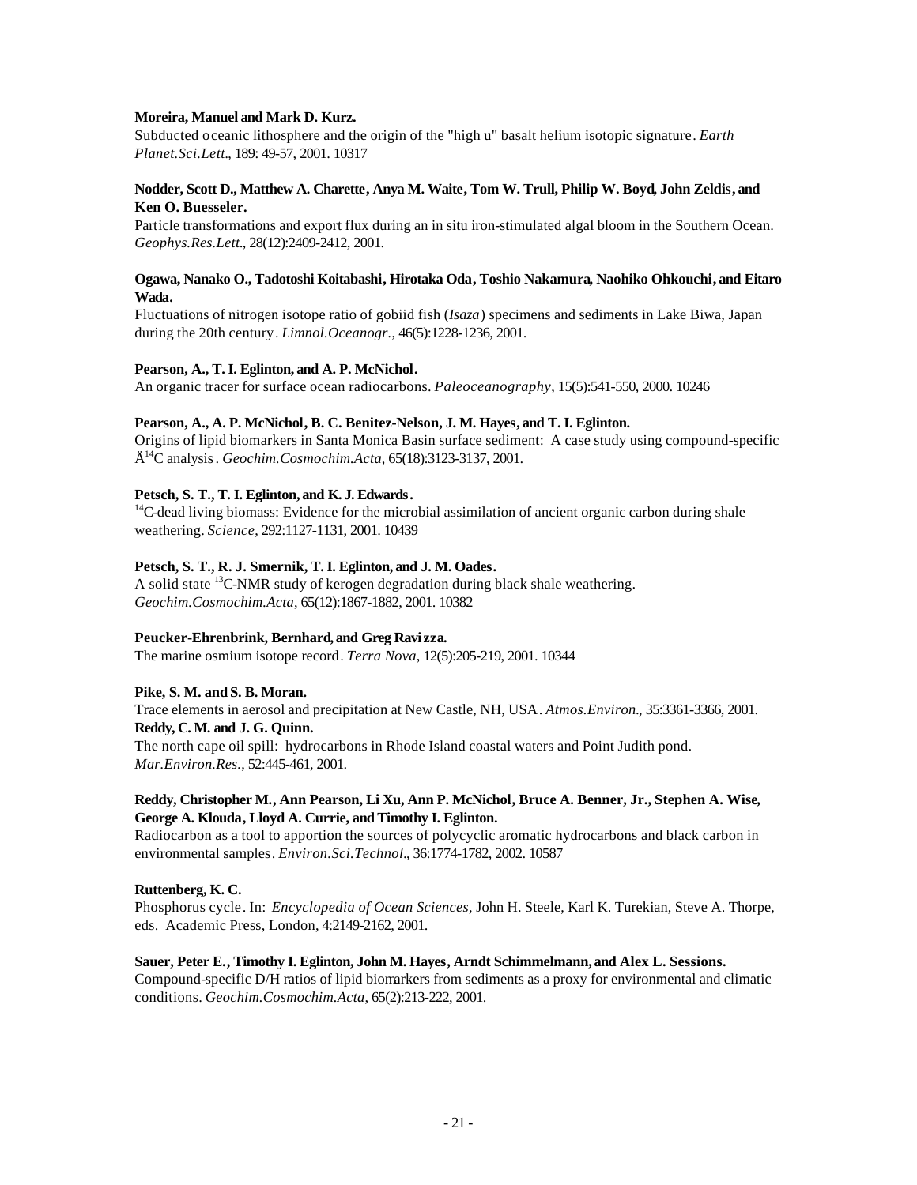**Moreira, Manuel and Mark D. Kurz.**
Subducted oceanic lithosphere and the origin of the "high u" basalt helium isotopic signature. *Earth Planet.Sci.Lett*., 189: 49-57, 2001. 10317

**Nodder, Scott D., Matthew A. Charette, Anya M. Waite, Tom W. Trull, Philip W. Boyd, John Zeldis, and Ken O. Buesseler.**
Particle transformations and export flux during an in situ iron-stimulated algal bloom in the Southern Ocean. *Geophys.Res.Lett*., 28(12):2409-2412, 2001.

**Ogawa, Nanako O., Tadotoshi Koitabashi, Hirotaka Oda, Toshio Nakamura, Naohiko Ohkouchi, and Eitaro Wada.**
Fluctuations of nitrogen isotope ratio of gobiid fish (*Isaza*) specimens and sediments in Lake Biwa, Japan during the 20th century. *Limnol.Oceanogr.*, 46(5):1228-1236, 2001.

**Pearson, A., T. I. Eglinton, and A. P. McNichol.**
An organic tracer for surface ocean radiocarbons. *Paleoceanography*, 15(5):541-550, 2000. 10246

**Pearson, A., A. P. McNichol, B. C. Benitez-Nelson, J. M. Hayes, and T. I. Eglinton.**
Origins of lipid biomarkers in Santa Monica Basin surface sediment: A case study using compound-specific Ä$^{14}$C analysis. *Geochim.Cosmochim.Acta*, 65(18):3123-3137, 2001.

**Petsch, S. T., T. I. Eglinton, and K. J. Edwards.**
$^{14}$C-dead living biomass: Evidence for the microbial assimilation of ancient organic carbon during shale weathering. *Science*, 292:1127-1131, 2001. 10439

**Petsch, S. T., R. J. Smernik, T. I. Eglinton, and J. M. Oades.**
A solid state $^{13}$C-NMR study of kerogen degradation during black shale weathering. *Geochim.Cosmochim.Acta*, 65(12):1867-1882, 2001. 10382

**Peucker-Ehrenbrink, Bernhard, and Greg Ravizza.**
The marine osmium isotope record. *Terra Nova*, 12(5):205-219, 2001. 10344

**Pike, S. M. and S. B. Moran.**
Trace elements in aerosol and precipitation at New Castle, NH, USA. *Atmos.Environ*., 35:3361-3366, 2001.

**Reddy, C. M. and J. G. Quinn.**
The north cape oil spill: hydrocarbons in Rhode Island coastal waters and Point Judith pond. *Mar.Environ.Res.*, 52:445-461, 2001.

**Reddy, Christopher M., Ann Pearson, Li Xu, Ann P. McNichol, Bruce A. Benner, Jr., Stephen A. Wise, George A. Klouda, Lloyd A. Currie, and Timothy I. Eglinton.**
Radiocarbon as a tool to apportion the sources of polycyclic aromatic hydrocarbons and black carbon in environmental samples. *Environ.Sci.Technol*., 36:1774-1782, 2002. 10587

**Ruttenberg, K. C.**
Phosphorus cycle. In: *Encyclopedia of Ocean Sciences,* John H. Steele, Karl K. Turekian, Steve A. Thorpe, eds. Academic Press, London, 4:2149-2162, 2001.

**Sauer, Peter E., Timothy I. Eglinton, John M. Hayes, Arndt Schimmelmann, and Alex L. Sessions.**
Compound-specific D/H ratios of lipid biomarkers from sediments as a proxy for environmental and climatic conditions. *Geochim.Cosmochim.Acta*, 65(2):213-222, 2001.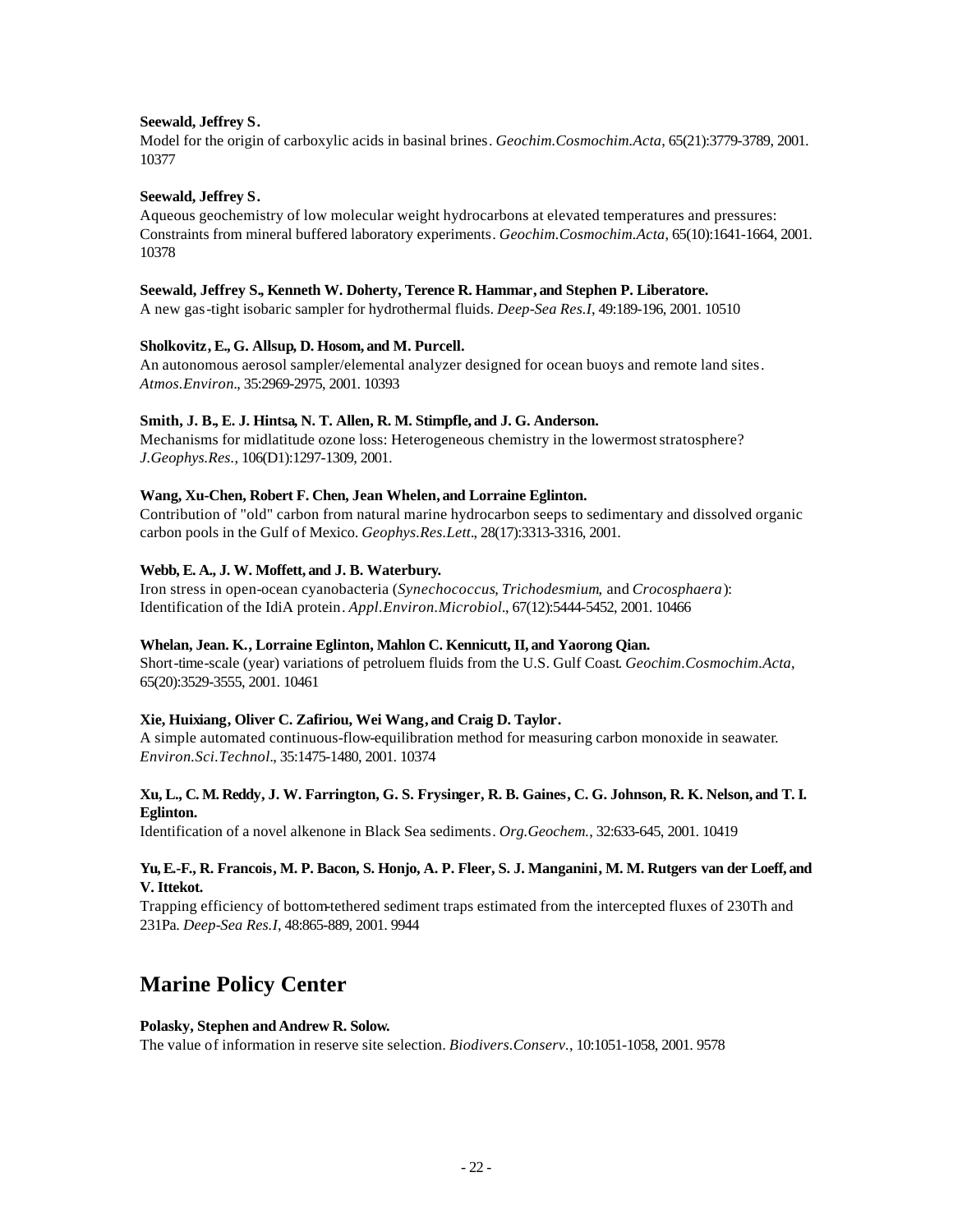**Seewald, Jeffrey S.**
Model for the origin of carboxylic acids in basinal brines. *Geochim.Cosmochim.Acta*, 65(21):3779-3789, 2001. 10377

**Seewald, Jeffrey S.**
Aqueous geochemistry of low molecular weight hydrocarbons at elevated temperatures and pressures: Constraints from mineral buffered laboratory experiments. *Geochim.Cosmochim.Acta*, 65(10):1641-1664, 2001. 10378

**Seewald, Jeffrey S., Kenneth W. Doherty, Terence R. Hammar, and Stephen P. Liberatore.**
A new gas-tight isobaric sampler for hydrothermal fluids. *Deep-Sea Res.I*, 49:189-196, 2001. 10510

**Sholkovitz, E., G. Allsup, D. Hosom, and M. Purcell.**
An autonomous aerosol sampler/elemental analyzer designed for ocean buoys and remote land sites. *Atmos.Environ*., 35:2969-2975, 2001. 10393

**Smith, J. B., E. J. Hintsa, N. T. Allen, R. M. Stimpfle, and J. G. Anderson.**
Mechanisms for midlatitude ozone loss: Heterogeneous chemistry in the lowermost stratosphere? *J.Geophys.Res.*, 106(D1):1297-1309, 2001.

**Wang, Xu-Chen, Robert F. Chen, Jean Whelen, and Lorraine Eglinton.**
Contribution of "old" carbon from natural marine hydrocarbon seeps to sedimentary and dissolved organic carbon pools in the Gulf of Mexico. *Geophys.Res.Lett*., 28(17):3313-3316, 2001.

**Webb, E. A., J. W. Moffett, and J. B. Waterbury.**
Iron stress in open-ocean cyanobacteria (*Synechococcus*, *Trichodesmium*, and *Crocosphaera*): Identification of the IdiA protein. *Appl.Environ.Microbiol*., 67(12):5444-5452, 2001. 10466

**Whelan, Jean. K., Lorraine Eglinton, Mahlon C. Kennicutt, II, and Yaorong Qian.**
Short-time-scale (year) variations of petroluem fluids from the U.S. Gulf Coast. *Geochim.Cosmochim.Acta*, 65(20):3529-3555, 2001. 10461

**Xie, Huixiang, Oliver C. Zafiriou, Wei Wang, and Craig D. Taylor.**
A simple automated continuous-flow-equilibration method for measuring carbon monoxide in seawater. *Environ.Sci.Technol*., 35:1475-1480, 2001. 10374

**Xu, L., C. M. Reddy, J. W. Farrington, G. S. Frysinger, R. B. Gaines, C. G. Johnson, R. K. Nelson, and T. I. Eglinton.**
Identification of a novel alkenone in Black Sea sediments. *Org.Geochem.*, 32:633-645, 2001. 10419

**Yu, E.-F., R. Francois, M. P. Bacon, S. Honjo, A. P. Fleer, S. J. Manganini, M. M. Rutgers van der Loeff, and V. Ittekot.**
Trapping efficiency of bottom-tethered sediment traps estimated from the intercepted fluxes of 230Th and 231Pa. *Deep-Sea Res.I*, 48:865-889, 2001. 9944

## Marine Policy Center

**Polasky, Stephen and Andrew R. Solow.**
The value of information in reserve site selection. *Biodivers.Conserv.*, 10:1051-1058, 2001. 9578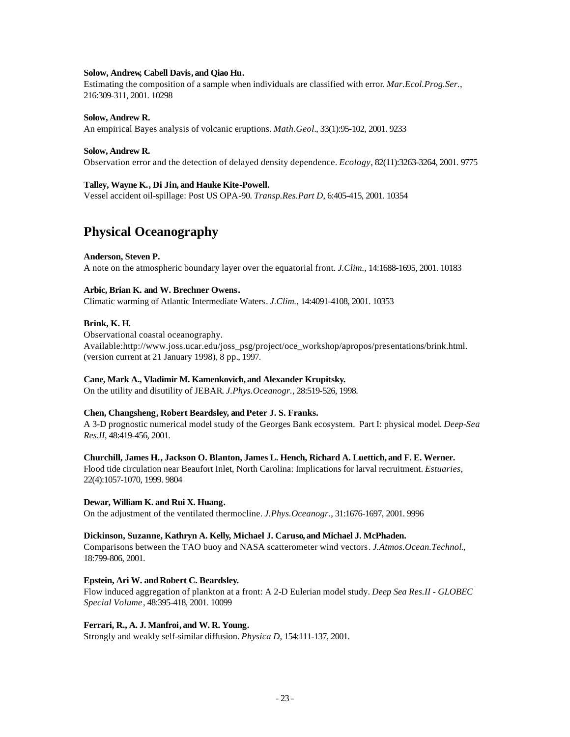**Solow, Andrew, Cabell Davis, and Qiao Hu.**
Estimating the composition of a sample when individuals are classified with error. *Mar.Ecol.Prog.Ser.*, 216:309-311, 2001. 10298

**Solow, Andrew R.**
An empirical Bayes analysis of volcanic eruptions. *Math.Geol.*, 33(1):95-102, 2001. 9233

**Solow, Andrew R.**
Observation error and the detection of delayed density dependence. *Ecology*, 82(11):3263-3264, 2001. 9775

**Talley, Wayne K., Di Jin, and Hauke Kite-Powell.**
Vessel accident oil-spillage: Post US OPA-90. *Transp.Res.Part D*, 6:405-415, 2001. 10354

# Physical Oceanography

**Anderson, Steven P.**
A note on the atmospheric boundary layer over the equatorial front. *J.Clim.*, 14:1688-1695, 2001. 10183

**Arbic, Brian K. and W. Brechner Owens.**
Climatic warming of Atlantic Intermediate Waters. *J.Clim.*, 14:4091-4108, 2001. 10353

**Brink, K. H.**
Observational coastal oceanography.
Available:http://www.joss.ucar.edu/joss_psg/project/oce_workshop/apropos/presentations/brink.html. (version current at 21 January 1998), 8 pp., 1997.

**Cane, Mark A., Vladimir M. Kamenkovich, and Alexander Krupitsky.**
On the utility and disutility of JEBAR. *J.Phys.Oceanogr.*, 28:519-526, 1998.

**Chen, Changsheng, Robert Beardsley, and Peter J. S. Franks.**
A 3-D prognostic numerical model study of the Georges Bank ecosystem. Part I: physical model. *Deep-Sea Res.II*, 48:419-456, 2001.

**Churchill, James H., Jackson O. Blanton, James L. Hench, Richard A. Luettich, and F. E. Werner.**
Flood tide circulation near Beaufort Inlet, North Carolina: Implications for larval recruitment. *Estuaries*, 22(4):1057-1070, 1999. 9804

**Dewar, William K. and Rui X. Huang.**
On the adjustment of the ventilated thermocline. *J.Phys.Oceanogr.*, 31:1676-1697, 2001. 9996

**Dickinson, Suzanne, Kathryn A. Kelly, Michael J. Caruso, and Michael J. McPhaden.**
Comparisons between the TAO buoy and NASA scatterometer wind vectors. *J.Atmos.Ocean.Technol.*, 18:799-806, 2001.

**Epstein, Ari W. and Robert C. Beardsley.**
Flow induced aggregation of plankton at a front: A 2-D Eulerian model study. *Deep Sea Res.II - GLOBEC Special Volume*, 48:395-418, 2001. 10099

**Ferrari, R., A. J. Manfroi, and W. R. Young.**
Strongly and weakly self-similar diffusion. *Physica D*, 154:111-137, 2001.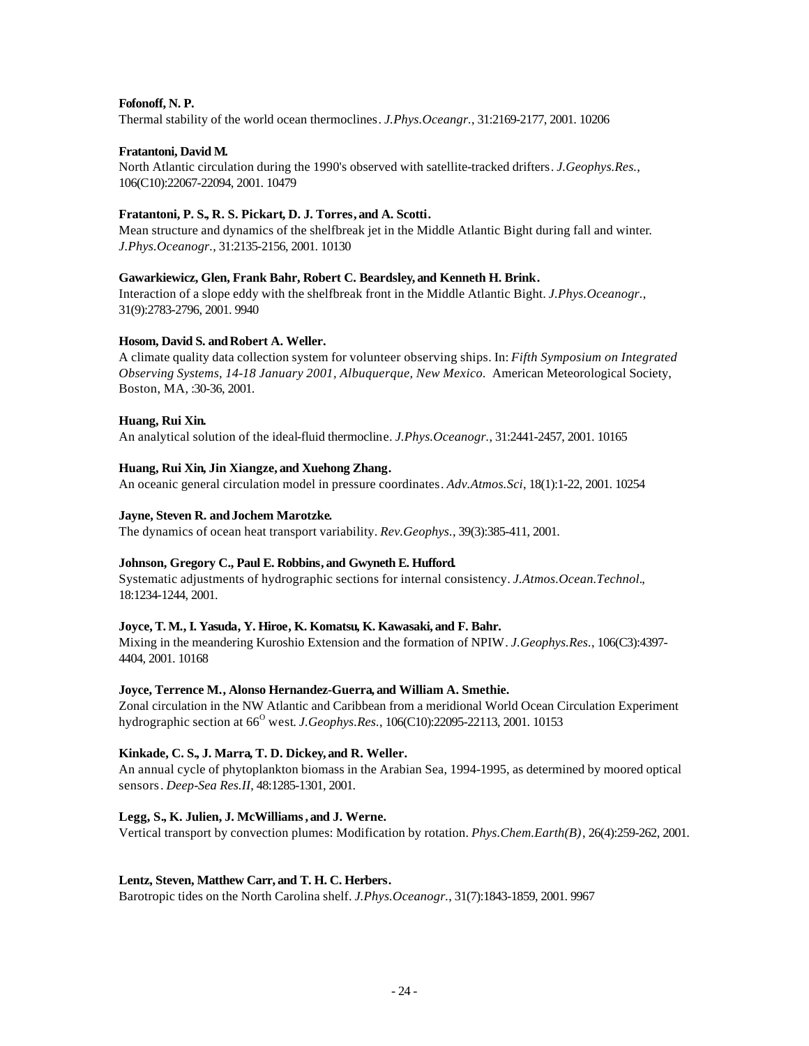**Fofonoff, N. P.**
Thermal stability of the world ocean thermoclines. *J.Phys.Oceangr.*, 31:2169-2177, 2001. 10206

**Fratantoni, David M.**
North Atlantic circulation during the 1990's observed with satellite-tracked drifters. *J.Geophys.Res.*, 106(C10):22067-22094, 2001. 10479

**Fratantoni, P. S., R. S. Pickart, D. J. Torres, and A. Scotti.**
Mean structure and dynamics of the shelfbreak jet in the Middle Atlantic Bight during fall and winter. *J.Phys.Oceanogr.*, 31:2135-2156, 2001. 10130

**Gawarkiewicz, Glen, Frank Bahr, Robert C. Beardsley, and Kenneth H. Brink.**
Interaction of a slope eddy with the shelfbreak front in the Middle Atlantic Bight. *J.Phys.Oceanogr.*, 31(9):2783-2796, 2001. 9940

**Hosom, David S. and Robert A. Weller.**
A climate quality data collection system for volunteer observing ships. In: *Fifth Symposium on Integrated Observing Systems, 14-18 January 2001, Albuquerque, New Mexico.* American Meteorological Society, Boston, MA, :30-36, 2001.

**Huang, Rui Xin.**
An analytical solution of the ideal-fluid thermocline. *J.Phys.Oceanogr.,* 31:2441-2457, 2001. 10165

**Huang, Rui Xin, Jin Xiangze, and Xuehong Zhang.**
An oceanic general circulation model in pressure coordinates. *Adv.Atmos.Sci*, 18(1):1-22, 2001. 10254

**Jayne, Steven R. and Jochem Marotzke.**
The dynamics of ocean heat transport variability. *Rev.Geophys.*, 39(3):385-411, 2001.

**Johnson, Gregory C., Paul E. Robbins, and Gwyneth E. Hufford.**
Systematic adjustments of hydrographic sections for internal consistency. *J.Atmos.Ocean.Technol.*, 18:1234-1244, 2001.

**Joyce, T. M., I. Yasuda, Y. Hiroe, K. Komatsu, K. Kawasaki, and F. Bahr.**
Mixing in the meandering Kuroshio Extension and the formation of NPIW. *J.Geophys.Res.*, 106(C3):4397-4404, 2001. 10168

**Joyce, Terrence M., Alonso Hernandez-Guerra, and William A. Smethie.**
Zonal circulation in the NW Atlantic and Caribbean from a meridional World Ocean Circulation Experiment hydrographic section at 66$^{O}$ west. *J.Geophys.Res.*, 106(C10):22095-22113, 2001. 10153

**Kinkade, C. S., J. Marra, T. D. Dickey, and R. Weller.**
An annual cycle of phytoplankton biomass in the Arabian Sea, 1994-1995, as determined by moored optical sensors. *Deep-Sea Res.II*, 48:1285-1301, 2001.

**Legg, S., K. Julien, J. McWilliams, and J. Werne.**
Vertical transport by convection plumes: Modification by rotation. *Phys.Chem.Earth(B)*, 26(4):259-262, 2001.

**Lentz, Steven, Matthew Carr, and T. H. C. Herbers.**
Barotropic tides on the North Carolina shelf. *J.Phys.Oceanogr.*, 31(7):1843-1859, 2001. 9967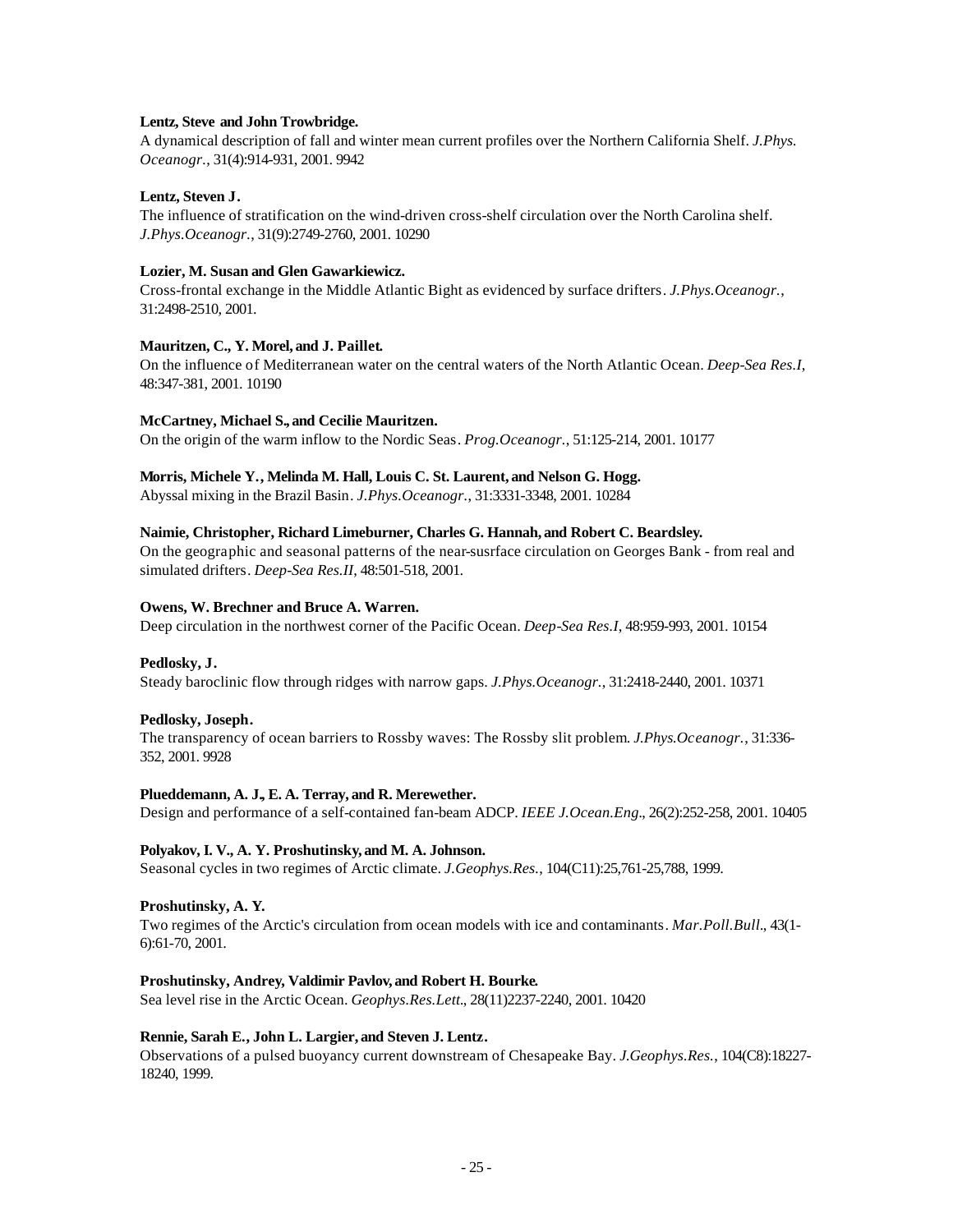**Lentz, Steve and John Trowbridge.**
A dynamical description of fall and winter mean current profiles over the Northern California Shelf. *J.Phys. Oceanogr.*, 31(4):914-931, 2001. 9942

**Lentz, Steven J.**
The influence of stratification on the wind-driven cross-shelf circulation over the North Carolina shelf. *J.Phys.Oceanogr.*, 31(9):2749-2760, 2001. 10290

**Lozier, M. Susan and Glen Gawarkiewicz.**
Cross-frontal exchange in the Middle Atlantic Bight as evidenced by surface drifters. *J.Phys.Oceanogr.*, 31:2498-2510, 2001.

**Mauritzen, C., Y. Morel, and J. Paillet.**
On the influence of Mediterranean water on the central waters of the North Atlantic Ocean. *Deep-Sea Res.I*, 48:347-381, 2001. 10190

**McCartney, Michael S., and Cecilie Mauritzen.**
On the origin of the warm inflow to the Nordic Seas. *Prog.Oceanogr.*, 51:125-214, 2001. 10177

**Morris, Michele Y., Melinda M. Hall, Louis C. St. Laurent, and Nelson G. Hogg.**
Abyssal mixing in the Brazil Basin. *J.Phys.Oceanogr.*, 31:3331-3348, 2001. 10284

**Naimie, Christopher, Richard Limeburner, Charles G. Hannah, and Robert C. Beardsley.**
On the geographic and seasonal patterns of the near-susrface circulation on Georges Bank - from real and simulated drifters. *Deep-Sea Res.II*, 48:501-518, 2001.

**Owens, W. Brechner and Bruce A. Warren.**
Deep circulation in the northwest corner of the Pacific Ocean. *Deep-Sea Res.I*, 48:959-993, 2001. 10154

**Pedlosky, J.**
Steady baroclinic flow through ridges with narrow gaps. *J.Phys.Oceanogr.*, 31:2418-2440, 2001. 10371

**Pedlosky, Joseph.**
The transparency of ocean barriers to Rossby waves: The Rossby slit problem. *J.Phys.Oceanogr.*, 31:336-352, 2001. 9928

**Plueddemann, A. J., E. A. Terray, and R. Merewether.**
Design and performance of a self-contained fan-beam ADCP. *IEEE J.Ocean.Eng.*, 26(2):252-258, 2001. 10405

**Polyakov, I. V., A. Y. Proshutinsky, and M. A. Johnson.**
Seasonal cycles in two regimes of Arctic climate. *J.Geophys.Res.*, 104(C11):25,761-25,788, 1999.

**Proshutinsky, A. Y.**
Two regimes of the Arctic's circulation from ocean models with ice and contaminants. *Mar.Poll.Bull.*, 43(1-6):61-70, 2001.

**Proshutinsky, Andrey, Valdimir Pavlov, and Robert H. Bourke.**
Sea level rise in the Arctic Ocean. *Geophys.Res.Lett.*, 28(11)2237-2240, 2001. 10420

**Rennie, Sarah E., John L. Largier, and Steven J. Lentz.**
Observations of a pulsed buoyancy current downstream of Chesapeake Bay. *J.Geophys.Res.*, 104(C8):18227-18240, 1999.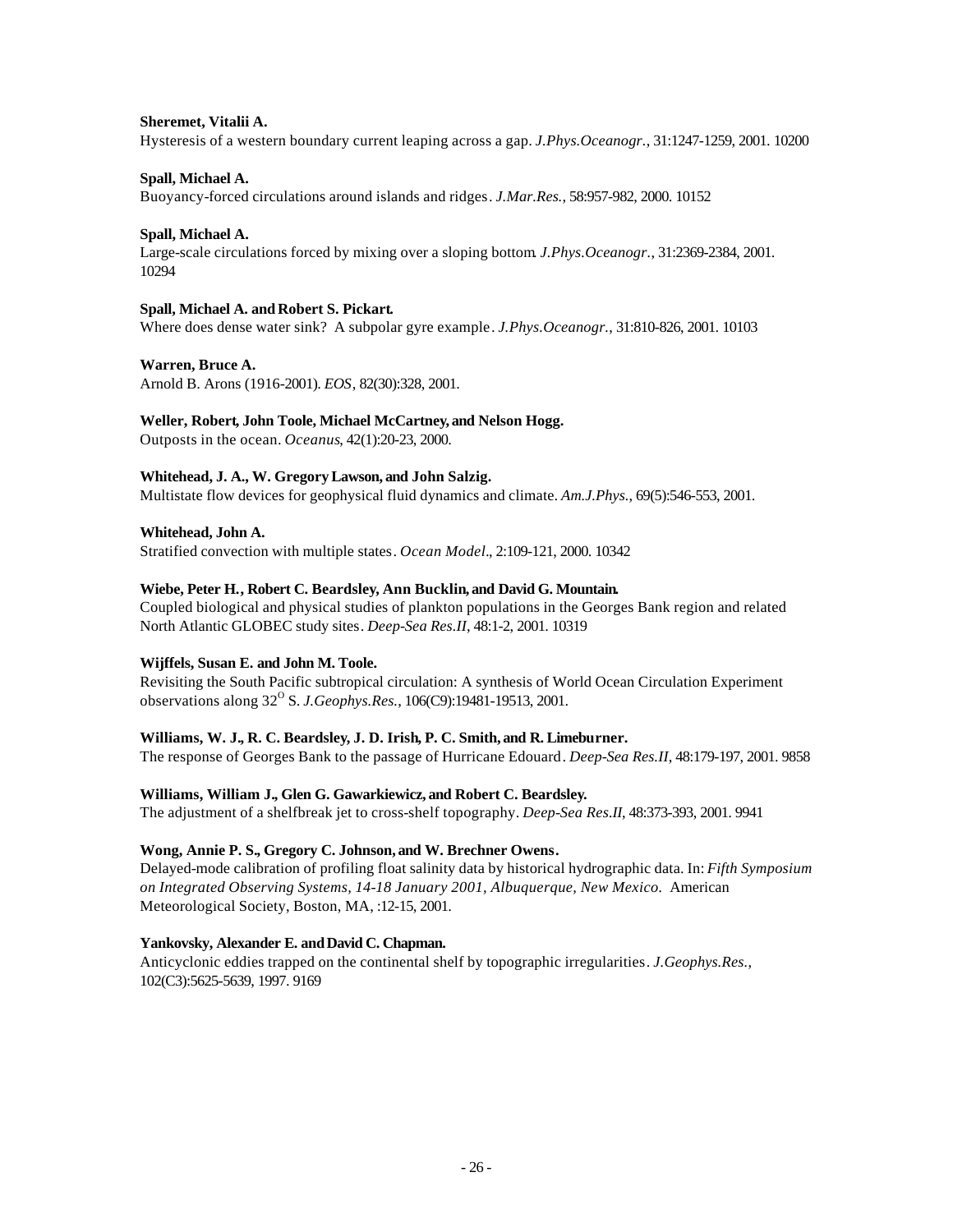**Sheremet, Vitalii A.**
Hysteresis of a western boundary current leaping across a gap. *J.Phys.Oceanogr.*, 31:1247-1259, 2001. 10200

**Spall, Michael A.**
Buoyancy-forced circulations around islands and ridges. *J.Mar.Res.*, 58:957-982, 2000. 10152

**Spall, Michael A.**
Large-scale circulations forced by mixing over a sloping bottom. *J.Phys.Oceanogr.*, 31:2369-2384, 2001. 10294

**Spall, Michael A. and Robert S. Pickart.**
Where does dense water sink? A subpolar gyre example. *J.Phys.Oceanogr.*, 31:810-826, 2001. 10103

**Warren, Bruce A.**
Arnold B. Arons (1916-2001). *EOS*, 82(30):328, 2001.

**Weller, Robert, John Toole, Michael McCartney, and Nelson Hogg.**
Outposts in the ocean. *Oceanus*, 42(1):20-23, 2000.

**Whitehead, J. A., W. Gregory Lawson, and John Salzig.**
Multistate flow devices for geophysical fluid dynamics and climate. *Am.J.Phys.*, 69(5):546-553, 2001.

**Whitehead, John A.**
Stratified convection with multiple states. *Ocean Model.*, 2:109-121, 2000. 10342

**Wiebe, Peter H., Robert C. Beardsley, Ann Bucklin, and David G. Mountain.**
Coupled biological and physical studies of plankton populations in the Georges Bank region and related North Atlantic GLOBEC study sites. *Deep-Sea Res.II*, 48:1-2, 2001. 10319

**Wijffels, Susan E. and John M. Toole.**
Revisiting the South Pacific subtropical circulation: A synthesis of World Ocean Circulation Experiment observations along $32^{O}$ S. *J.Geophys.Res.*, 106(C9):19481-19513, 2001.

**Williams, W. J., R. C. Beardsley, J. D. Irish, P. C. Smith, and R. Limeburner.**
The response of Georges Bank to the passage of Hurricane Edouard. *Deep-Sea Res.II*, 48:179-197, 2001. 9858

**Williams, William J., Glen G. Gawarkiewicz, and Robert C. Beardsley.**
The adjustment of a shelfbreak jet to cross-shelf topography. *Deep-Sea Res.II*, 48:373-393, 2001. 9941

**Wong, Annie P. S., Gregory C. Johnson, and W. Brechner Owens.**
Delayed-mode calibration of profiling float salinity data by historical hydrographic data. In: *Fifth Symposium on Integrated Observing Systems, 14-18 January 2001, Albuquerque, New Mexico.* American Meteorological Society, Boston, MA, :12-15, 2001.

**Yankovsky, Alexander E. and David C. Chapman.**
Anticyclonic eddies trapped on the continental shelf by topographic irregularities. *J.Geophys.Res.*, 102(C3):5625-5639, 1997. 9169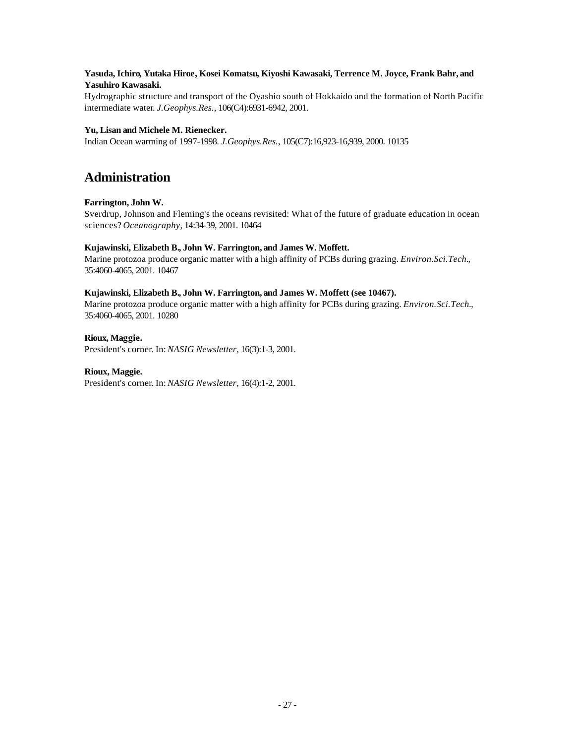**Yasuda, Ichiro, Yutaka Hiroe, Kosei Komatsu, Kiyoshi Kawasaki, Terrence M. Joyce, Frank Bahr, and Yasuhiro Kawasaki.**
Hydrographic structure and transport of the Oyashio south of Hokkaido and the formation of North Pacific intermediate water. *J.Geophys.Res.*, 106(C4):6931-6942, 2001.

**Yu, Lisan and Michele M. Rienecker.**
Indian Ocean warming of 1997-1998. *J.Geophys.Res.*, 105(C7):16,923-16,939, 2000. 10135

## Administration

**Farrington, John W.**
Sverdrup, Johnson and Fleming's the oceans revisited: What of the future of graduate education in ocean sciences? *Oceanography*, 14:34-39, 2001. 10464

**Kujawinski, Elizabeth B., John W. Farrington, and James W. Moffett.**
Marine protozoa produce organic matter with a high affinity of PCBs during grazing. *Environ.Sci.Tech.*, 35:4060-4065, 2001. 10467

**Kujawinski, Elizabeth B., John W. Farrington, and James W. Moffett (see 10467).**
Marine protozoa produce organic matter with a high affinity for PCBs during grazing. *Environ.Sci.Tech.*, 35:4060-4065, 2001. 10280

**Rioux, Maggie.**
President's corner. In: *NASIG Newsletter*, 16(3):1-3, 2001.

**Rioux, Maggie.**
President's corner. In: *NASIG Newsletter*, 16(4):1-2, 2001.